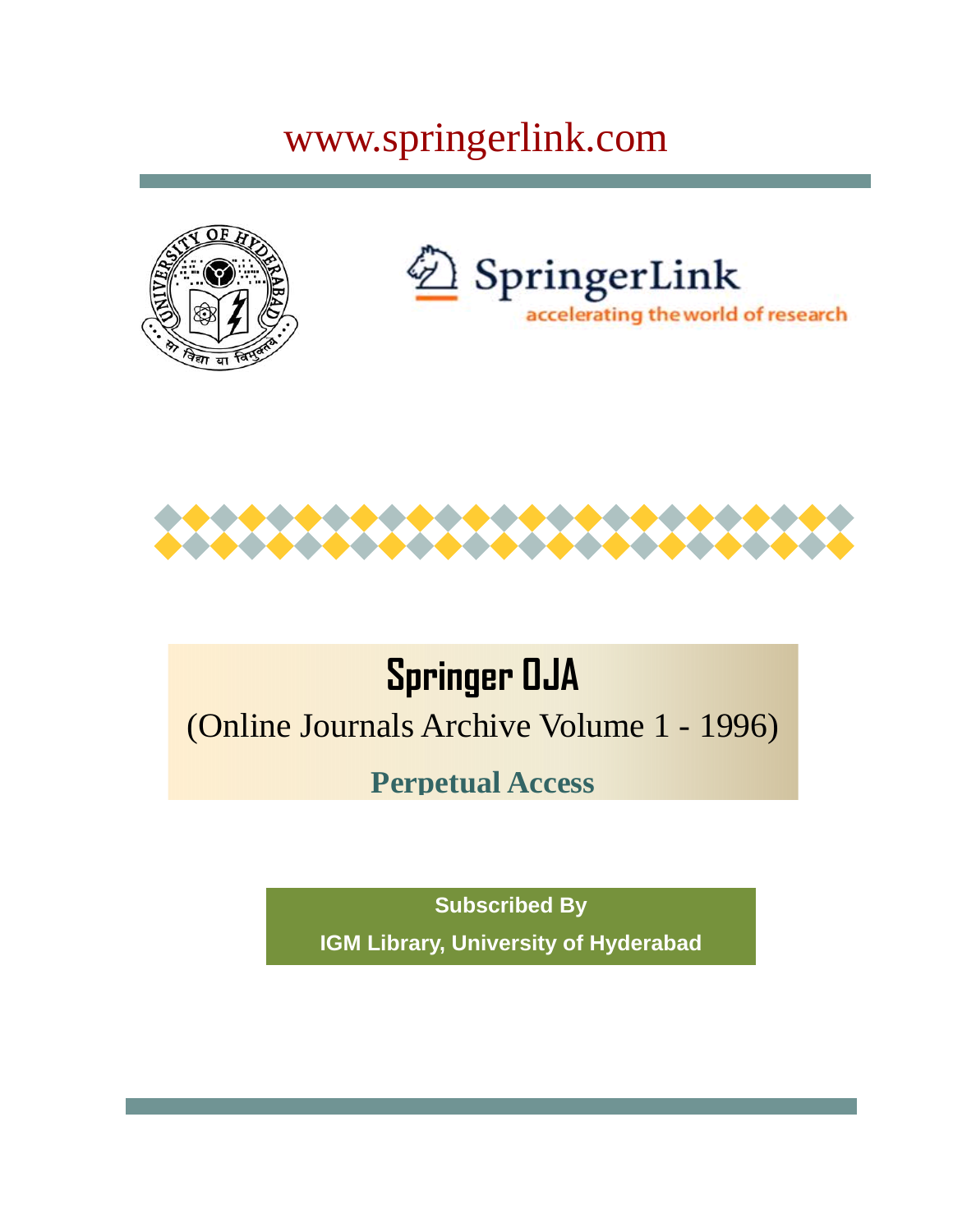www.springerlink.com

SpringerLink

accelerating the world of research

# Springer OJA

(Online Journals Archive Volume 1 - 1996)

**Perpetual Access**

**Subscribed By**

**IGM Library, University of Hyderabad**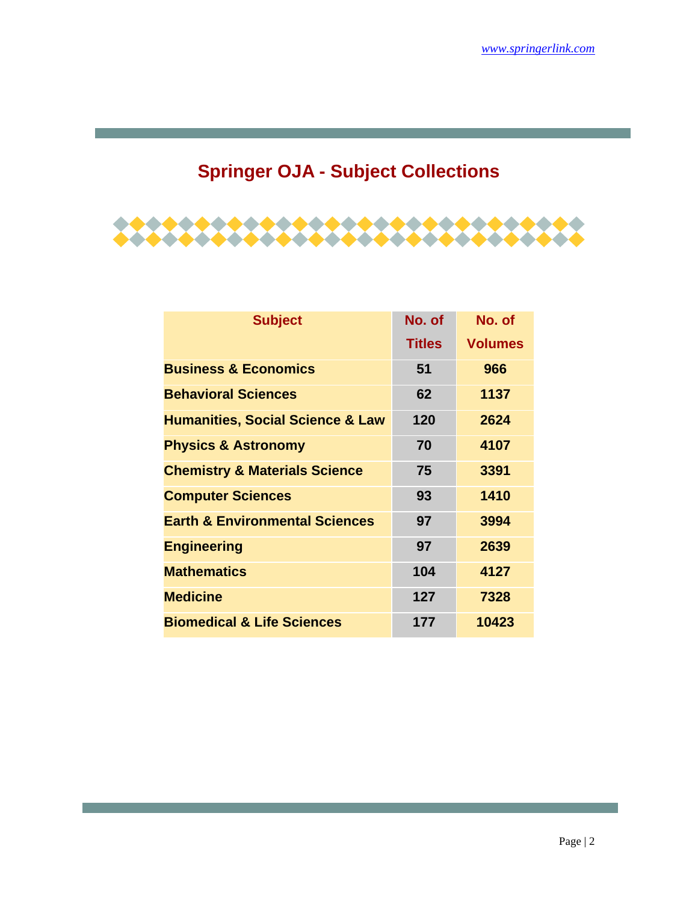# Springer OJA - Subject Collections

| Subject | No. of Titles | No. of Volumes |
|---|---|---|
| **Business & Economics** | **51** | **966** |
| **Behavioral Sciences** | **62** | **1137** |
| **Humanities, Social Science & Law** | **120** | **2624** |
| **Physics & Astronomy** | **70** | **4107** |
| **Chemistry & Materials Science** | **75** | **3391** |
| **Computer Sciences** | **93** | **1410** |
| **Earth & Environmental Sciences** | **97** | **3994** |
| **Engineering** | **97** | **2639** |
| **Mathematics** | **104** | **4127** |
| **Medicine** | **127** | **7328** |
| **Biomedical & Life Sciences** | **177** | **10423** |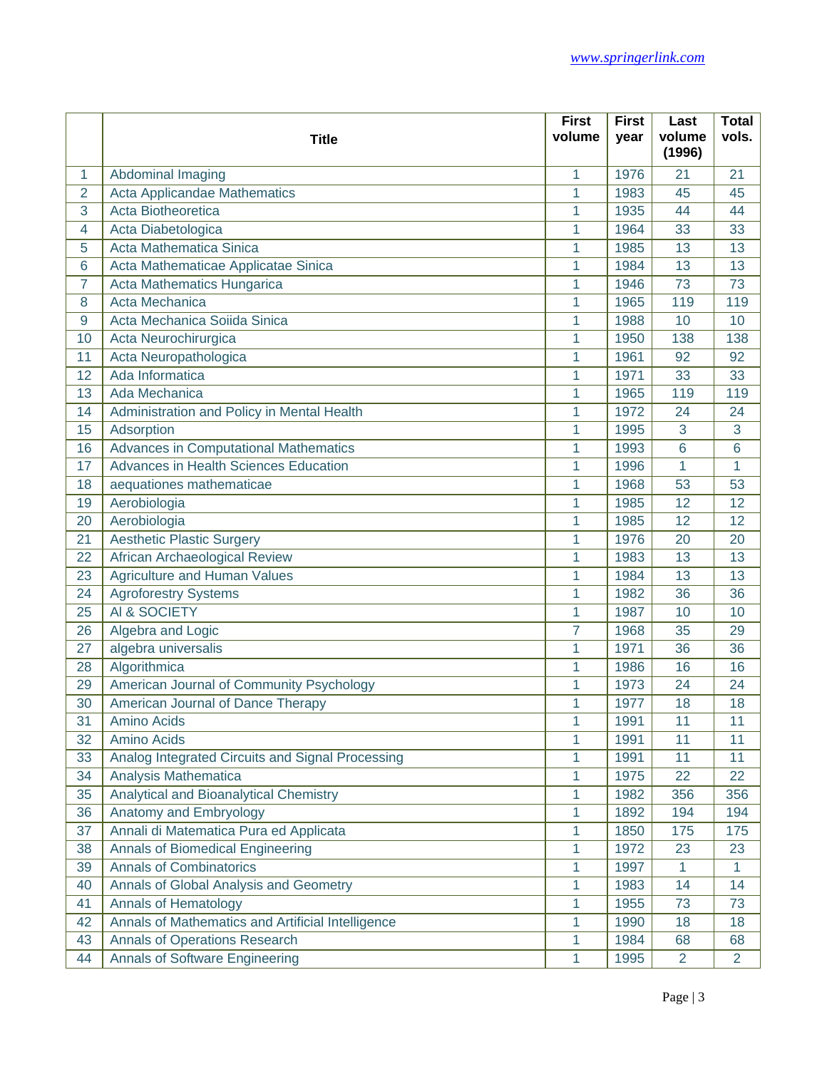| | Title | First volume | First year | Last volume (1996) | Total vols. |
|---|---|---|---|---|---|
| 1 | Abdominal Imaging | 1 | 1976 | 21 | 21 |
| 2 | Acta Applicandae Mathematica | 1 | 1983 | 45 | 45 |
| 3 | Acta Biotheoretica | 1 | 1935 | 44 | 44 |
| 4 | Acta Diabetologica | 1 | 1964 | 33 | 33 |
| 5 | Acta Mathematica Sinica | 1 | 1985 | 13 | 13 |
| 6 | Acta Mathematicae Applicatae Sinica | 1 | 1984 | 13 | 13 |
| 7 | Acta Mathematics Hungarica | 1 | 1946 | 73 | 73 |
| 8 | Acta Mechanica | 1 | 1965 | 119 | 119 |
| 9 | Acta Mechanica Soiida Sinica | 1 | 1988 | 10 | 10 |
| 10 | Acta Neurochirurgica | 1 | 1950 | 138 | 138 |
| 11 | Acta Neuropathologica | 1 | 1961 | 92 | 92 |
| 12 | Ada Informatica | 1 | 1971 | 33 | 33 |
| 13 | Ada Mechanica | 1 | 1965 | 119 | 119 |
| 14 | Administration and Policy in Mental Health | 1 | 1972 | 24 | 24 |
| 15 | Adsorption | 1 | 1995 | 3 | 3 |
| 16 | Advances in Computational Mathematics | 1 | 1993 | 6 | 6 |
| 17 | Advances in Health Sciences Education | 1 | 1996 | 1 | 1 |
| 18 | aequationes mathematicae | 1 | 1968 | 53 | 53 |
| 19 | Aerobiologia | 1 | 1985 | 12 | 12 |
| 20 | Aerobiologia | 1 | 1985 | 12 | 12 |
| 21 | Aesthetic Plastic Surgery | 1 | 1976 | 20 | 20 |
| 22 | African Archaeological Review | 1 | 1983 | 13 | 13 |
| 23 | Agriculture and Human Values | 1 | 1984 | 13 | 13 |
| 24 | Agroforestry Systems | 1 | 1982 | 36 | 36 |
| 25 | AI & SOCIETY | 1 | 1987 | 10 | 10 |
| 26 | Algebra and Logic | 7 | 1968 | 35 | 29 |
| 27 | algebra universalis | 1 | 1971 | 36 | 36 |
| 28 | Algorithmica | 1 | 1986 | 16 | 16 |
| 29 | American Journal of Community Psychology | 1 | 1973 | 24 | 24 |
| 30 | American Journal of Dance Therapy | 1 | 1977 | 18 | 18 |
| 31 | Amino Acids | 1 | 1991 | 11 | 11 |
| 32 | Amino Acids | 1 | 1991 | 11 | 11 |
| 33 | Analog Integrated Circuits and Signal Processing | 1 | 1991 | 11 | 11 |
| 34 | Analysis Mathematica | 1 | 1975 | 22 | 22 |
| 35 | Analytical and Bioanalytical Chemistry | 1 | 1982 | 356 | 356 |
| 36 | Anatomy and Embryology | 1 | 1892 | 194 | 194 |
| 37 | Annali di Matematica Pura ed Applicata | 1 | 1850 | 175 | 175 |
| 38 | Annals of Biomedical Engineering | 1 | 1972 | 23 | 23 |
| 39 | Annals of Combinatorics | 1 | 1997 | 1 | 1 |
| 40 | Annals of Global Analysis and Geometry | 1 | 1983 | 14 | 14 |
| 41 | Annals of Hematology | 1 | 1955 | 73 | 73 |
| 42 | Annals of Mathematics and Artificial Intelligence | 1 | 1990 | 18 | 18 |
| 43 | Annals of Operations Research | 1 | 1984 | 68 | 68 |
| 44 | Annals of Software Engineering | 1 | 1995 | 2 | 2 |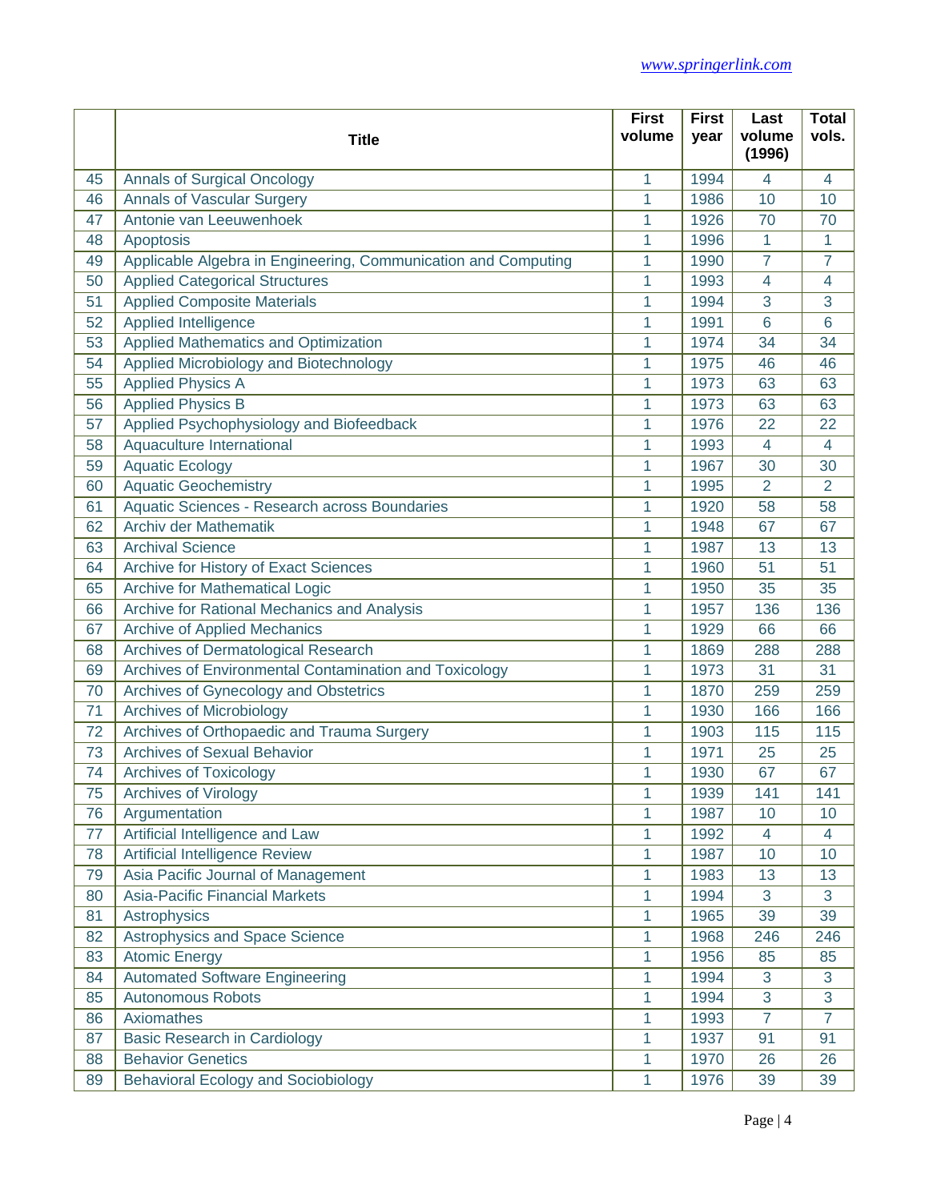|  | Title | First volume | First year | Last volume (1996) | Total vols. |
|---|---|---|---|---|---|
| 45 | Annals of Surgical Oncology | 1 | 1994 | 4 | 4 |
| 46 | Annals of Vascular Surgery | 1 | 1986 | 10 | 10 |
| 47 | Antonie van Leeuwenhoek | 1 | 1926 | 70 | 70 |
| 48 | Apoptosis | 1 | 1996 | 1 | 1 |
| 49 | Applicable Algebra in Engineering, Communication and Computing | 1 | 1990 | 7 | 7 |
| 50 | Applied Categorical Structures | 1 | 1993 | 4 | 4 |
| 51 | Applied Composite Materials | 1 | 1994 | 3 | 3 |
| 52 | Applied Intelligence | 1 | 1991 | 6 | 6 |
| 53 | Applied Mathematics and Optimization | 1 | 1974 | 34 | 34 |
| 54 | Applied Microbiology and Biotechnology | 1 | 1975 | 46 | 46 |
| 55 | Applied Physics A | 1 | 1973 | 63 | 63 |
| 56 | Applied Physics B | 1 | 1973 | 63 | 63 |
| 57 | Applied Psychophysiology and Biofeedback | 1 | 1976 | 22 | 22 |
| 58 | Aquaculture International | 1 | 1993 | 4 | 4 |
| 59 | Aquatic Ecology | 1 | 1967 | 30 | 30 |
| 60 | Aquatic Geochemistry | 1 | 1995 | 2 | 2 |
| 61 | Aquatic Sciences - Research across Boundaries | 1 | 1920 | 58 | 58 |
| 62 | Archiv der Mathematik | 1 | 1948 | 67 | 67 |
| 63 | Archival Science | 1 | 1987 | 13 | 13 |
| 64 | Archive for History of Exact Sciences | 1 | 1960 | 51 | 51 |
| 65 | Archive for Mathematical Logic | 1 | 1950 | 35 | 35 |
| 66 | Archive for Rational Mechanics and Analysis | 1 | 1957 | 136 | 136 |
| 67 | Archive of Applied Mechanics | 1 | 1929 | 66 | 66 |
| 68 | Archives of Dermatological Research | 1 | 1869 | 288 | 288 |
| 69 | Archives of Environmental Contamination and Toxicology | 1 | 1973 | 31 | 31 |
| 70 | Archives of Gynecology and Obstetrics | 1 | 1870 | 259 | 259 |
| 71 | Archives of Microbiology | 1 | 1930 | 166 | 166 |
| 72 | Archives of Orthopaedic and Trauma Surgery | 1 | 1903 | 115 | 115 |
| 73 | Archives of Sexual Behavior | 1 | 1971 | 25 | 25 |
| 74 | Archives of Toxicology | 1 | 1930 | 67 | 67 |
| 75 | Archives of Virology | 1 | 1939 | 141 | 141 |
| 76 | Argumentation | 1 | 1987 | 10 | 10 |
| 77 | Artificial Intelligence and Law | 1 | 1992 | 4 | 4 |
| 78 | Artificial Intelligence Review | 1 | 1987 | 10 | 10 |
| 79 | Asia Pacific Journal of Management | 1 | 1983 | 13 | 13 |
| 80 | Asia-Pacific Financial Markets | 1 | 1994 | 3 | 3 |
| 81 | Astrophysics | 1 | 1965 | 39 | 39 |
| 82 | Astrophysics and Space Science | 1 | 1968 | 246 | 246 |
| 83 | Atomic Energy | 1 | 1956 | 85 | 85 |
| 84 | Automated Software Engineering | 1 | 1994 | 3 | 3 |
| 85 | Autonomous Robots | 1 | 1994 | 3 | 3 |
| 86 | Axiomathes | 1 | 1993 | 7 | 7 |
| 87 | Basic Research in Cardiology | 1 | 1937 | 91 | 91 |
| 88 | Behavior Genetics | 1 | 1970 | 26 | 26 |
| 89 | Behavioral Ecology and Sociobiology | 1 | 1976 | 39 | 39 |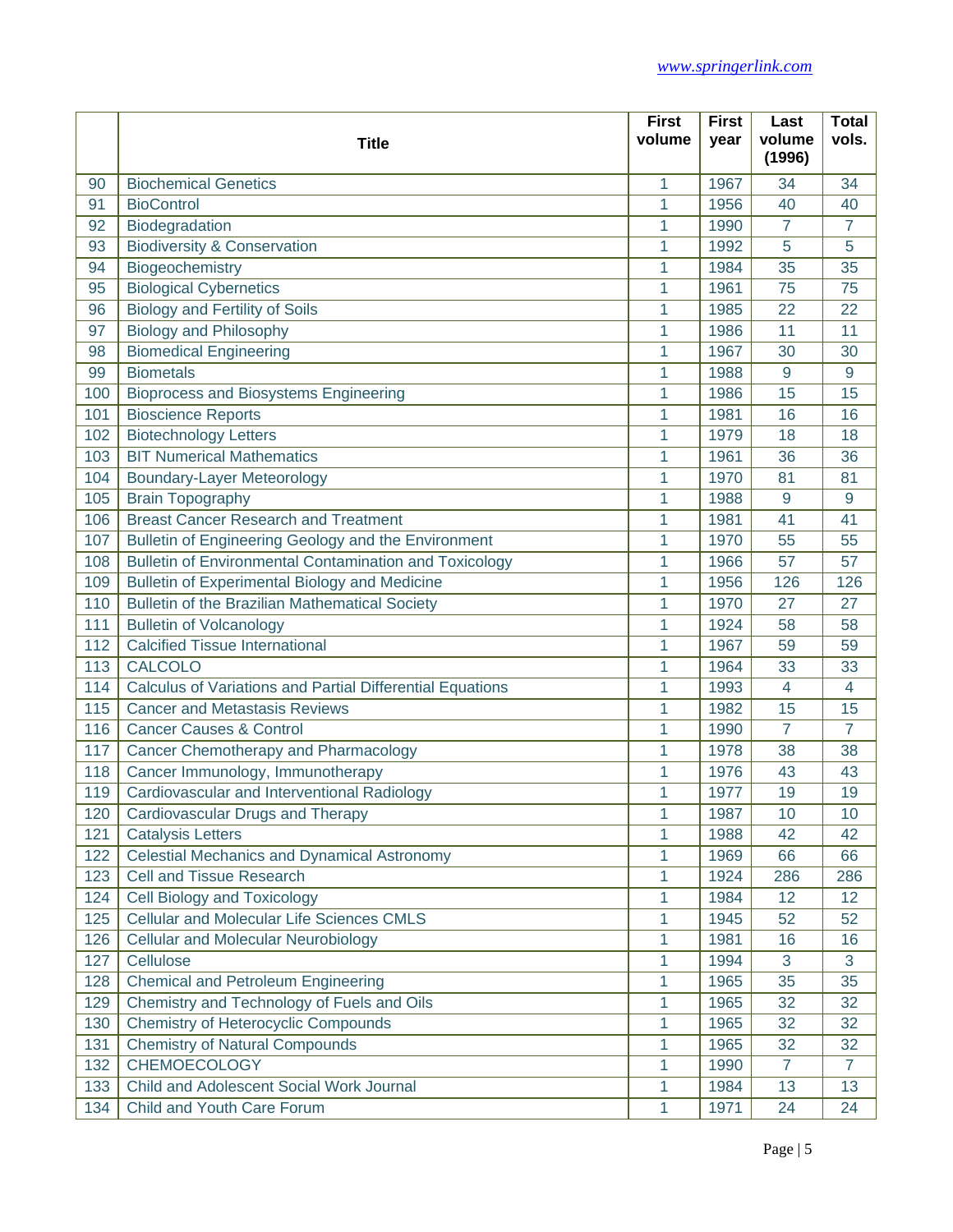| | Title | First volume | First year | Last volume (1996) | Total vols. |
|---|---|---|---|---|---|
| 90 | Biochemical Genetics | 1 | 1967 | 34 | 34 |
| 91 | BioControl | 1 | 1956 | 40 | 40 |
| 92 | Biodegradation | 1 | 1990 | 7 | 7 |
| 93 | Biodiversity & Conservation | 1 | 1992 | 5 | 5 |
| 94 | Biogeochemistry | 1 | 1984 | 35 | 35 |
| 95 | Biological Cybernetics | 1 | 1961 | 75 | 75 |
| 96 | Biology and Fertility of Soils | 1 | 1985 | 22 | 22 |
| 97 | Biology and Philosophy | 1 | 1986 | 11 | 11 |
| 98 | Biomedical Engineering | 1 | 1967 | 30 | 30 |
| 99 | Biometals | 1 | 1988 | 9 | 9 |
| 100 | Bioprocess and Biosystems Engineering | 1 | 1986 | 15 | 15 |
| 101 | Bioscience Reports | 1 | 1981 | 16 | 16 |
| 102 | Biotechnology Letters | 1 | 1979 | 18 | 18 |
| 103 | BIT Numerical Mathematics | 1 | 1961 | 36 | 36 |
| 104 | Boundary-Layer Meteorology | 1 | 1970 | 81 | 81 |
| 105 | Brain Topography | 1 | 1988 | 9 | 9 |
| 106 | Breast Cancer Research and Treatment | 1 | 1981 | 41 | 41 |
| 107 | Bulletin of Engineering Geology and the Environment | 1 | 1970 | 55 | 55 |
| 108 | Bulletin of Environmental Contamination and Toxicology | 1 | 1966 | 57 | 57 |
| 109 | Bulletin of Experimental Biology and Medicine | 1 | 1956 | 126 | 126 |
| 110 | Bulletin of the Brazilian Mathematical Society | 1 | 1970 | 27 | 27 |
| 111 | Bulletin of Volcanology | 1 | 1924 | 58 | 58 |
| 112 | Calcified Tissue International | 1 | 1967 | 59 | 59 |
| 113 | CALCOLO | 1 | 1964 | 33 | 33 |
| 114 | Calculus of Variations and Partial Differential Equations | 1 | 1993 | 4 | 4 |
| 115 | Cancer and Metastasis Reviews | 1 | 1982 | 15 | 15 |
| 116 | Cancer Causes & Control | 1 | 1990 | 7 | 7 |
| 117 | Cancer Chemotherapy and Pharmacology | 1 | 1978 | 38 | 38 |
| 118 | Cancer Immunology, Immunotherapy | 1 | 1976 | 43 | 43 |
| 119 | Cardiovascular and Interventional Radiology | 1 | 1977 | 19 | 19 |
| 120 | Cardiovascular Drugs and Therapy | 1 | 1987 | 10 | 10 |
| 121 | Catalysis Letters | 1 | 1988 | 42 | 42 |
| 122 | Celestial Mechanics and Dynamical Astronomy | 1 | 1969 | 66 | 66 |
| 123 | Cell and Tissue Research | 1 | 1924 | 286 | 286 |
| 124 | Cell Biology and Toxicology | 1 | 1984 | 12 | 12 |
| 125 | Cellular and Molecular Life Sciences CMLS | 1 | 1945 | 52 | 52 |
| 126 | Cellular and Molecular Neurobiology | 1 | 1981 | 16 | 16 |
| 127 | Cellulose | 1 | 1994 | 3 | 3 |
| 128 | Chemical and Petroleum Engineering | 1 | 1965 | 35 | 35 |
| 129 | Chemistry and Technology of Fuels and Oils | 1 | 1965 | 32 | 32 |
| 130 | Chemistry of Heterocyclic Compounds | 1 | 1965 | 32 | 32 |
| 131 | Chemistry of Natural Compounds | 1 | 1965 | 32 | 32 |
| 132 | CHEMOECOLOGY | 1 | 1990 | 7 | 7 |
| 133 | Child and Adolescent Social Work Journal | 1 | 1984 | 13 | 13 |
| 134 | Child and Youth Care Forum | 1 | 1971 | 24 | 24 |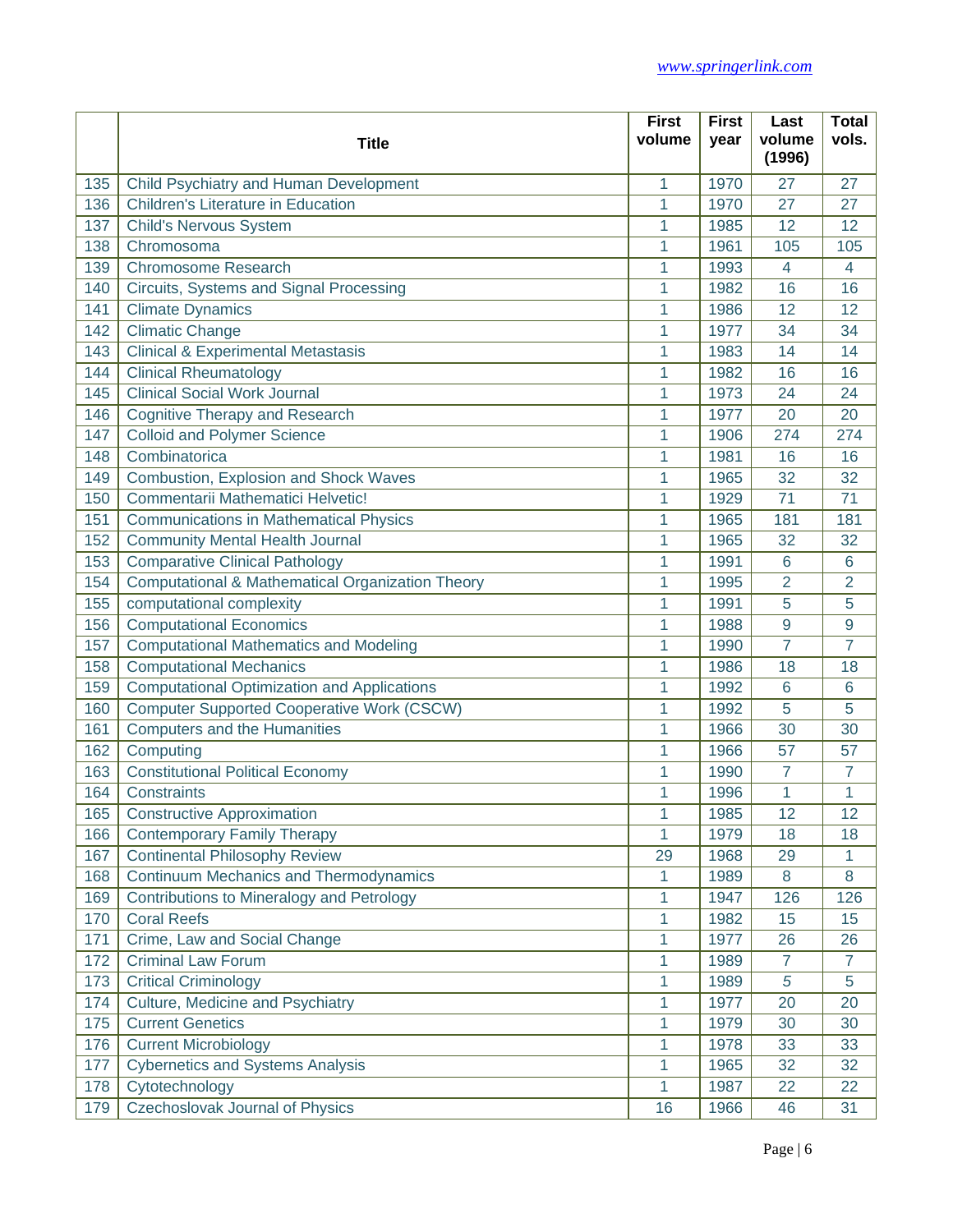www.springerlink.com

| | Title | First volume | First year | Last volume (1996) | Total vols. |
|---|---|---|---|---|---|
| 135 | Child Psychiatry and Human Development | 1 | 1970 | 27 | 27 |
| 136 | Children's Literature in Education | 1 | 1970 | 27 | 27 |
| 137 | Child's Nervous System | 1 | 1985 | 12 | 12 |
| 138 | Chromosoma | 1 | 1961 | 105 | 105 |
| 139 | Chromosome Research | 1 | 1993 | 4 | 4 |
| 140 | Circuits, Systems and Signal Processing | 1 | 1982 | 16 | 16 |
| 141 | Climate Dynamics | 1 | 1986 | 12 | 12 |
| 142 | Climatic Change | 1 | 1977 | 34 | 34 |
| 143 | Clinical & Experimental Metastasis | 1 | 1983 | 14 | 14 |
| 144 | Clinical Rheumatology | 1 | 1982 | 16 | 16 |
| 145 | Clinical Social Work Journal | 1 | 1973 | 24 | 24 |
| 146 | Cognitive Therapy and Research | 1 | 1977 | 20 | 20 |
| 147 | Colloid and Polymer Science | 1 | 1906 | 274 | 274 |
| 148 | Combinatorica | 1 | 1981 | 16 | 16 |
| 149 | Combustion, Explosion and Shock Waves | 1 | 1965 | 32 | 32 |
| 150 | Commentarii Mathematici Helvetic! | 1 | 1929 | 71 | 71 |
| 151 | Communications in Mathematical Physics | 1 | 1965 | 181 | 181 |
| 152 | Community Mental Health Journal | 1 | 1965 | 32 | 32 |
| 153 | Comparative Clinical Pathology | 1 | 1991 | 6 | 6 |
| 154 | Computational & Mathematical Organization Theory | 1 | 1995 | 2 | 2 |
| 155 | computational complexity | 1 | 1991 | 5 | 5 |
| 156 | Computational Economics | 1 | 1988 | 9 | 9 |
| 157 | Computational Mathematics and Modeling | 1 | 1990 | 7 | 7 |
| 158 | Computational Mechanics | 1 | 1986 | 18 | 18 |
| 159 | Computational Optimization and Applications | 1 | 1992 | 6 | 6 |
| 160 | Computer Supported Cooperative Work (CSCW) | 1 | 1992 | 5 | 5 |
| 161 | Computers and the Humanities | 1 | 1966 | 30 | 30 |
| 162 | Computing | 1 | 1966 | 57 | 57 |
| 163 | Constitutional Political Economy | 1 | 1990 | 7 | 7 |
| 164 | Constraints | 1 | 1996 | 1 | 1 |
| 165 | Constructive Approximation | 1 | 1985 | 12 | 12 |
| 166 | Contemporary Family Therapy | 1 | 1979 | 18 | 18 |
| 167 | Continental Philosophy Review | 29 | 1968 | 29 | 1 |
| 168 | Continuum Mechanics and Thermodynamics | 1 | 1989 | 8 | 8 |
| 169 | Contributions to Mineralogy and Petrology | 1 | 1947 | 126 | 126 |
| 170 | Coral Reefs | 1 | 1982 | 15 | 15 |
| 171 | Crime, Law and Social Change | 1 | 1977 | 26 | 26 |
| 172 | Criminal Law Forum | 1 | 1989 | 7 | 7 |
| 173 | Critical Criminology | 1 | 1989 | 5 | 5 |
| 174 | Culture, Medicine and Psychiatry | 1 | 1977 | 20 | 20 |
| 175 | Current Genetics | 1 | 1979 | 30 | 30 |
| 176 | Current Microbiology | 1 | 1978 | 33 | 33 |
| 177 | Cybernetics and Systems Analysis | 1 | 1965 | 32 | 32 |
| 178 | Cytotechnology | 1 | 1987 | 22 | 22 |
| 179 | Czechoslovak Journal of Physics | 16 | 1966 | 46 | 31 |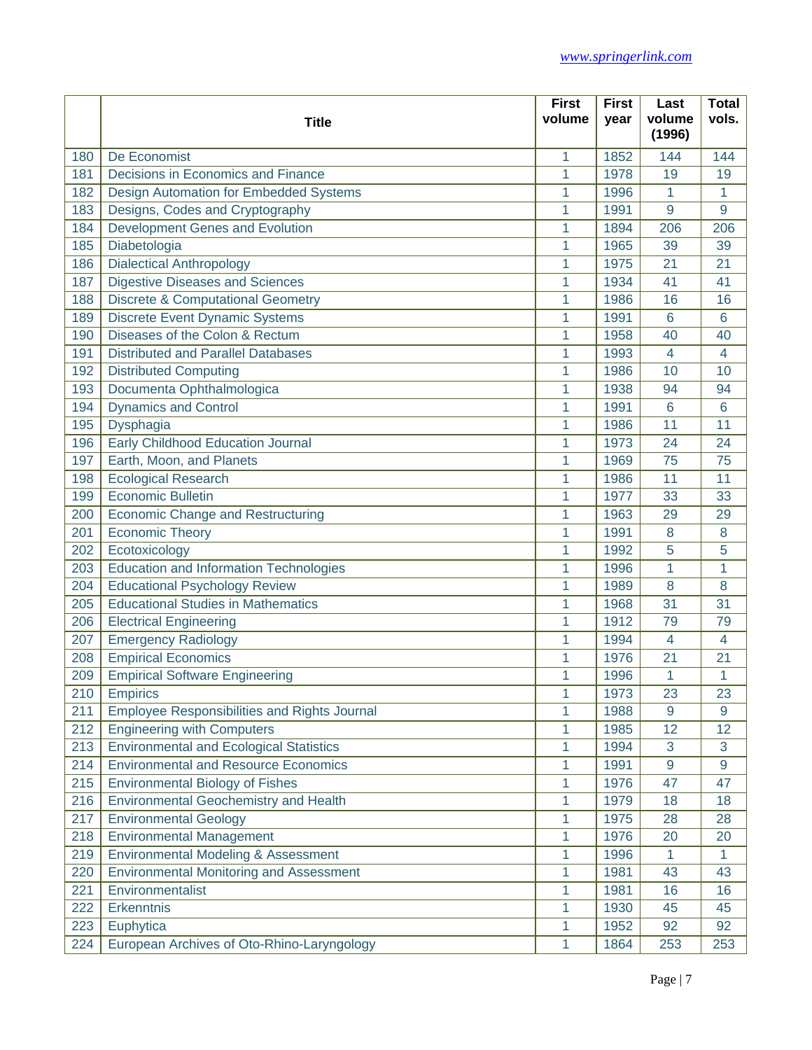www.springerlink.com

|  | Title | First volume | First year | Last volume (1996) | Total vols. |
|---|---|---|---|---|---|
| 180 | De Economist | 1 | 1852 | 144 | 144 |
| 181 | Decisions in Economics and Finance | 1 | 1978 | 19 | 19 |
| 182 | Design Automation for Embedded Systems | 1 | 1996 | 1 | 1 |
| 183 | Designs, Codes and Cryptography | 1 | 1991 | 9 | 9 |
| 184 | Development Genes and Evolution | 1 | 1894 | 206 | 206 |
| 185 | Diabetologia | 1 | 1965 | 39 | 39 |
| 186 | Dialectical Anthropology | 1 | 1975 | 21 | 21 |
| 187 | Digestive Diseases and Sciences | 1 | 1934 | 41 | 41 |
| 188 | Discrete & Computational Geometry | 1 | 1986 | 16 | 16 |
| 189 | Discrete Event Dynamic Systems | 1 | 1991 | 6 | 6 |
| 190 | Diseases of the Colon & Rectum | 1 | 1958 | 40 | 40 |
| 191 | Distributed and Parallel Databases | 1 | 1993 | 4 | 4 |
| 192 | Distributed Computing | 1 | 1986 | 10 | 10 |
| 193 | Documenta Ophthalmologica | 1 | 1938 | 94 | 94 |
| 194 | Dynamics and Control | 1 | 1991 | 6 | 6 |
| 195 | Dysphagia | 1 | 1986 | 11 | 11 |
| 196 | Early Childhood Education Journal | 1 | 1973 | 24 | 24 |
| 197 | Earth, Moon, and Planets | 1 | 1969 | 75 | 75 |
| 198 | Ecological Research | 1 | 1986 | 11 | 11 |
| 199 | Economic Bulletin | 1 | 1977 | 33 | 33 |
| 200 | Economic Change and Restructuring | 1 | 1963 | 29 | 29 |
| 201 | Economic Theory | 1 | 1991 | 8 | 8 |
| 202 | Ecotoxicology | 1 | 1992 | 5 | 5 |
| 203 | Education and Information Technologies | 1 | 1996 | 1 | 1 |
| 204 | Educational Psychology Review | 1 | 1989 | 8 | 8 |
| 205 | Educational Studies in Mathematics | 1 | 1968 | 31 | 31 |
| 206 | Electrical Engineering | 1 | 1912 | 79 | 79 |
| 207 | Emergency Radiology | 1 | 1994 | 4 | 4 |
| 208 | Empirical Economics | 1 | 1976 | 21 | 21 |
| 209 | Empirical Software Engineering | 1 | 1996 | 1 | 1 |
| 210 | Empirics | 1 | 1973 | 23 | 23 |
| 211 | Employee Responsibilities and Rights Journal | 1 | 1988 | 9 | 9 |
| 212 | Engineering with Computers | 1 | 1985 | 12 | 12 |
| 213 | Environmental and Ecological Statistics | 1 | 1994 | 3 | 3 |
| 214 | Environmental and Resource Economics | 1 | 1991 | 9 | 9 |
| 215 | Environmental Biology of Fishes | 1 | 1976 | 47 | 47 |
| 216 | Environmental Geochemistry and Health | 1 | 1979 | 18 | 18 |
| 217 | Environmental Geology | 1 | 1975 | 28 | 28 |
| 218 | Environmental Management | 1 | 1976 | 20 | 20 |
| 219 | Environmental Modeling & Assessment | 1 | 1996 | 1 | 1 |
| 220 | Environmental Monitoring and Assessment | 1 | 1981 | 43 | 43 |
| 221 | Environmentalist | 1 | 1981 | 16 | 16 |
| 222 | Erkenntnis | 1 | 1930 | 45 | 45 |
| 223 | Euphytica | 1 | 1952 | 92 | 92 |
| 224 | European Archives of Oto-Rhino-Laryngology | 1 | 1864 | 253 | 253 |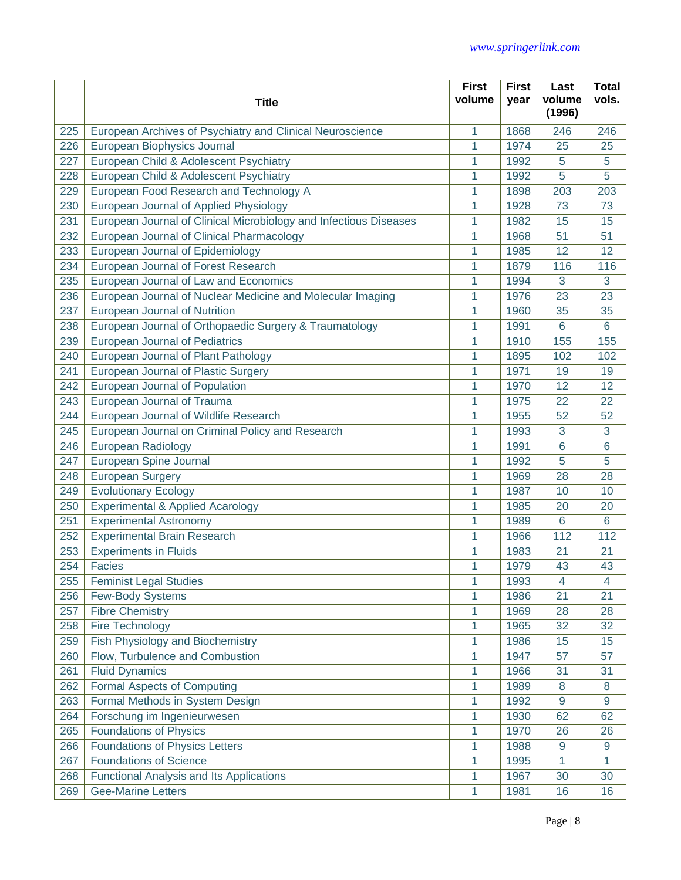www.springerlink.com

|  | Title | First volume | First year | Last volume (1996) | Total vols. |
|---|---|---|---|---|---|
| 225 | European Archives of Psychiatry and Clinical Neuroscience | 1 | 1868 | 246 | 246 |
| 226 | European Biophysics Journal | 1 | 1974 | 25 | 25 |
| 227 | European Child & Adolescent Psychiatry | 1 | 1992 | 5 | 5 |
| 228 | European Child & Adolescent Psychiatry | 1 | 1992 | 5 | 5 |
| 229 | European Food Research and Technology A | 1 | 1898 | 203 | 203 |
| 230 | European Journal of Applied Physiology | 1 | 1928 | 73 | 73 |
| 231 | European Journal of Clinical Microbiology and Infectious Diseases | 1 | 1982 | 15 | 15 |
| 232 | European Journal of Clinical Pharmacology | 1 | 1968 | 51 | 51 |
| 233 | European Journal of Epidemiology | 1 | 1985 | 12 | 12 |
| 234 | European Journal of Forest Research | 1 | 1879 | 116 | 116 |
| 235 | European Journal of Law and Economics | 1 | 1994 | 3 | 3 |
| 236 | European Journal of Nuclear Medicine and Molecular Imaging | 1 | 1976 | 23 | 23 |
| 237 | European Journal of Nutrition | 1 | 1960 | 35 | 35 |
| 238 | European Journal of Orthopaedic Surgery & Traumatology | 1 | 1991 | 6 | 6 |
| 239 | European Journal of Pediatrics | 1 | 1910 | 155 | 155 |
| 240 | European Journal of Plant Pathology | 1 | 1895 | 102 | 102 |
| 241 | European Journal of Plastic Surgery | 1 | 1971 | 19 | 19 |
| 242 | European Journal of Population | 1 | 1970 | 12 | 12 |
| 243 | European Journal of Trauma | 1 | 1975 | 22 | 22 |
| 244 | European Journal of Wildlife Research | 1 | 1955 | 52 | 52 |
| 245 | European Journal on Criminal Policy and Research | 1 | 1993 | 3 | 3 |
| 246 | European Radiology | 1 | 1991 | 6 | 6 |
| 247 | European Spine Journal | 1 | 1992 | 5 | 5 |
| 248 | European Surgery | 1 | 1969 | 28 | 28 |
| 249 | Evolutionary Ecology | 1 | 1987 | 10 | 10 |
| 250 | Experimental & Applied Acarology | 1 | 1985 | 20 | 20 |
| 251 | Experimental Astronomy | 1 | 1989 | 6 | 6 |
| 252 | Experimental Brain Research | 1 | 1966 | 112 | 112 |
| 253 | Experiments in Fluids | 1 | 1983 | 21 | 21 |
| 254 | Facies | 1 | 1979 | 43 | 43 |
| 255 | Feminist Legal Studies | 1 | 1993 | 4 | 4 |
| 256 | Few-Body Systems | 1 | 1986 | 21 | 21 |
| 257 | Fibre Chemistry | 1 | 1969 | 28 | 28 |
| 258 | Fire Technology | 1 | 1965 | 32 | 32 |
| 259 | Fish Physiology and Biochemistry | 1 | 1986 | 15 | 15 |
| 260 | Flow, Turbulence and Combustion | 1 | 1947 | 57 | 57 |
| 261 | Fluid Dynamics | 1 | 1966 | 31 | 31 |
| 262 | Formal Aspects of Computing | 1 | 1989 | 8 | 8 |
| 263 | Formal Methods in System Design | 1 | 1992 | 9 | 9 |
| 264 | Forschung im Ingenieurwesen | 1 | 1930 | 62 | 62 |
| 265 | Foundations of Physics | 1 | 1970 | 26 | 26 |
| 266 | Foundations of Physics Letters | 1 | 1988 | 9 | 9 |
| 267 | Foundations of Science | 1 | 1995 | 1 | 1 |
| 268 | Functional Analysis and Its Applications | 1 | 1967 | 30 | 30 |
| 269 | Gee-Marine Letters | 1 | 1981 | 16 | 16 |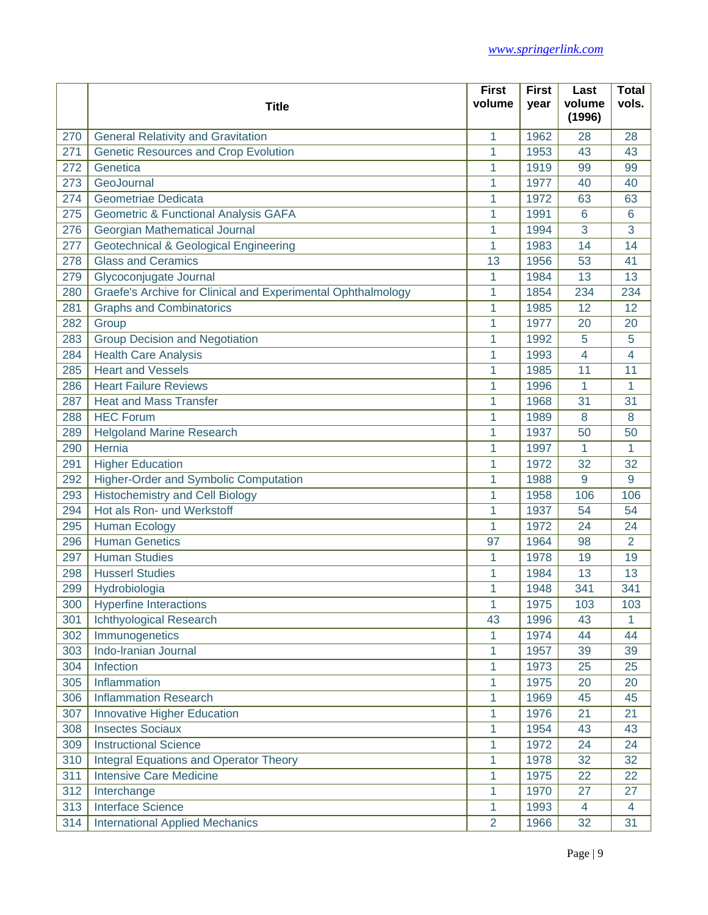[www.springerlink.com](http://www.springerlink.com)

| | Title | First volume | First year | Last volume (1996) | Total vols. |
|---|---|---|---|---|---|
| 270 | General Relativity and Gravitation | 1 | 1962 | 28 | 28 |
| 271 | Genetic Resources and Crop Evolution | 1 | 1953 | 43 | 43 |
| 272 | Genetica | 1 | 1919 | 99 | 99 |
| 273 | GeoJournal | 1 | 1977 | 40 | 40 |
| 274 | Geometriae Dedicata | 1 | 1972 | 63 | 63 |
| 275 | Geometric & Functional Analysis GAFA | 1 | 1991 | 6 | 6 |
| 276 | Georgian Mathematical Journal | 1 | 1994 | 3 | 3 |
| 277 | Geotechnical & Geological Engineering | 1 | 1983 | 14 | 14 |
| 278 | Glass and Ceramics | 13 | 1956 | 53 | 41 |
| 279 | Glycoconjugate Journal | 1 | 1984 | 13 | 13 |
| 280 | Graefe's Archive for Clinical and Experimental Ophthalmology | 1 | 1854 | 234 | 234 |
| 281 | Graphs and Combinatorics | 1 | 1985 | 12 | 12 |
| 282 | Group | 1 | 1977 | 20 | 20 |
| 283 | Group Decision and Negotiation | 1 | 1992 | 5 | 5 |
| 284 | Health Care Analysis | 1 | 1993 | 4 | 4 |
| 285 | Heart and Vessels | 1 | 1985 | 11 | 11 |
| 286 | Heart Failure Reviews | 1 | 1996 | 1 | 1 |
| 287 | Heat and Mass Transfer | 1 | 1968 | 31 | 31 |
| 288 | HEC Forum | 1 | 1989 | 8 | 8 |
| 289 | Helgoland Marine Research | 1 | 1937 | 50 | 50 |
| 290 | Hernia | 1 | 1997 | 1 | 1 |
| 291 | Higher Education | 1 | 1972 | 32 | 32 |
| 292 | Higher-Order and Symbolic Computation | 1 | 1988 | 9 | 9 |
| 293 | Histochemistry and Cell Biology | 1 | 1958 | 106 | 106 |
| 294 | Hot als Ron- und Werkstoff | 1 | 1937 | 54 | 54 |
| 295 | Human Ecology | 1 | 1972 | 24 | 24 |
| 296 | Human Genetics | 97 | 1964 | 98 | 2 |
| 297 | Human Studies | 1 | 1978 | 19 | 19 |
| 298 | Husserl Studies | 1 | 1984 | 13 | 13 |
| 299 | Hydrobiologia | 1 | 1948 | 341 | 341 |
| 300 | Hyperfine Interactions | 1 | 1975 | 103 | 103 |
| 301 | Ichthyological Research | 43 | 1996 | 43 | 1 |
| 302 | Immunogenetics | 1 | 1974 | 44 | 44 |
| 303 | Indo-Iranian Journal | 1 | 1957 | 39 | 39 |
| 304 | Infection | 1 | 1973 | 25 | 25 |
| 305 | Inflammation | 1 | 1975 | 20 | 20 |
| 306 | Inflammation Research | 1 | 1969 | 45 | 45 |
| 307 | Innovative Higher Education | 1 | 1976 | 21 | 21 |
| 308 | Insectes Sociaux | 1 | 1954 | 43 | 43 |
| 309 | Instructional Science | 1 | 1972 | 24 | 24 |
| 310 | Integral Equations and Operator Theory | 1 | 1978 | 32 | 32 |
| 311 | Intensive Care Medicine | 1 | 1975 | 22 | 22 |
| 312 | Interchange | 1 | 1970 | 27 | 27 |
| 313 | Interface Science | 1 | 1993 | 4 | 4 |
| 314 | International Applied Mechanics | 2 | 1966 | 32 | 31 |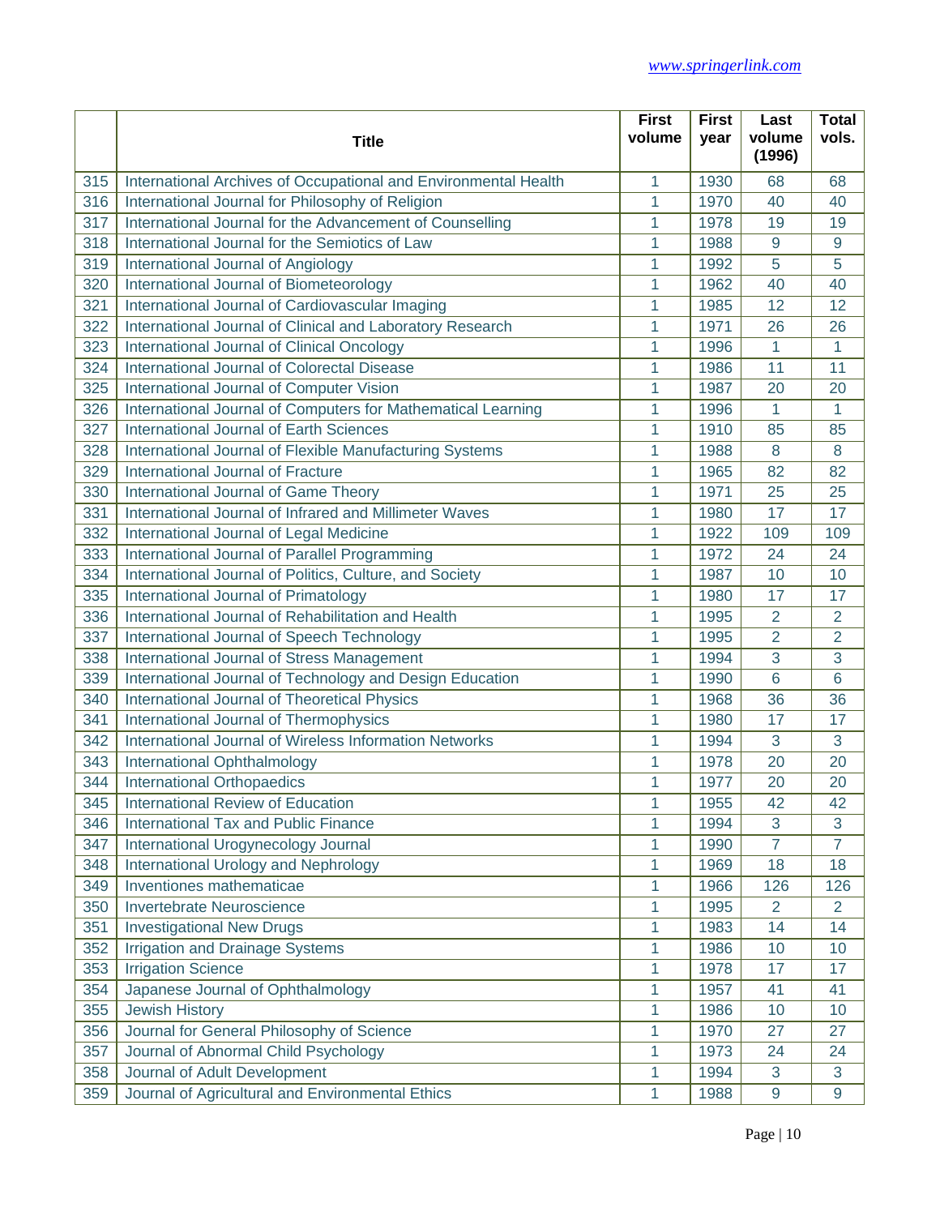[www.springerlink.com](http://www.springerlink.com)

| | Title | First volume | First year | Last volume (1996) | Total vols. |
|---|---|---|---|---|---|
| 315 | International Archives of Occupational and Environmental Health | 1 | 1930 | 68 | 68 |
| 316 | International Journal for Philosophy of Religion | 1 | 1970 | 40 | 40 |
| 317 | International Journal for the Advancement of Counselling | 1 | 1978 | 19 | 19 |
| 318 | International Journal for the Semiotics of Law | 1 | 1988 | 9 | 9 |
| 319 | International Journal of Angiology | 1 | 1992 | 5 | 5 |
| 320 | International Journal of Biometeorology | 1 | 1962 | 40 | 40 |
| 321 | International Journal of Cardiovascular Imaging | 1 | 1985 | 12 | 12 |
| 322 | International Journal of Clinical and Laboratory Research | 1 | 1971 | 26 | 26 |
| 323 | International Journal of Clinical Oncology | 1 | 1996 | 1 | 1 |
| 324 | International Journal of Colorectal Disease | 1 | 1986 | 11 | 11 |
| 325 | International Journal of Computer Vision | 1 | 1987 | 20 | 20 |
| 326 | International Journal of Computers for Mathematical Learning | 1 | 1996 | 1 | 1 |
| 327 | International Journal of Earth Sciences | 1 | 1910 | 85 | 85 |
| 328 | International Journal of Flexible Manufacturing Systems | 1 | 1988 | 8 | 8 |
| 329 | International Journal of Fracture | 1 | 1965 | 82 | 82 |
| 330 | International Journal of Game Theory | 1 | 1971 | 25 | 25 |
| 331 | International Journal of Infrared and Millimeter Waves | 1 | 1980 | 17 | 17 |
| 332 | International Journal of Legal Medicine | 1 | 1922 | 109 | 109 |
| 333 | International Journal of Parallel Programming | 1 | 1972 | 24 | 24 |
| 334 | International Journal of Politics, Culture, and Society | 1 | 1987 | 10 | 10 |
| 335 | International Journal of Primatology | 1 | 1980 | 17 | 17 |
| 336 | International Journal of Rehabilitation and Health | 1 | 1995 | 2 | 2 |
| 337 | International Journal of Speech Technology | 1 | 1995 | 2 | 2 |
| 338 | International Journal of Stress Management | 1 | 1994 | 3 | 3 |
| 339 | International Journal of Technology and Design Education | 1 | 1990 | 6 | 6 |
| 340 | International Journal of Theoretical Physics | 1 | 1968 | 36 | 36 |
| 341 | International Journal of Thermophysics | 1 | 1980 | 17 | 17 |
| 342 | International Journal of Wireless Information Networks | 1 | 1994 | 3 | 3 |
| 343 | International Ophthalmology | 1 | 1978 | 20 | 20 |
| 344 | International Orthopaedics | 1 | 1977 | 20 | 20 |
| 345 | International Review of Education | 1 | 1955 | 42 | 42 |
| 346 | International Tax and Public Finance | 1 | 1994 | 3 | 3 |
| 347 | International Urogynecology Journal | 1 | 1990 | 7 | 7 |
| 348 | International Urology and Nephrology | 1 | 1969 | 18 | 18 |
| 349 | Inventiones mathematicae | 1 | 1966 | 126 | 126 |
| 350 | Invertebrate Neuroscience | 1 | 1995 | 2 | 2 |
| 351 | Investigational New Drugs | 1 | 1983 | 14 | 14 |
| 352 | Irrigation and Drainage Systems | 1 | 1986 | 10 | 10 |
| 353 | Irrigation Science | 1 | 1978 | 17 | 17 |
| 354 | Japanese Journal of Ophthalmology | 1 | 1957 | 41 | 41 |
| 355 | Jewish History | 1 | 1986 | 10 | 10 |
| 356 | Journal for General Philosophy of Science | 1 | 1970 | 27 | 27 |
| 357 | Journal of Abnormal Child Psychology | 1 | 1973 | 24 | 24 |
| 358 | Journal of Adult Development | 1 | 1994 | 3 | 3 |
| 359 | Journal of Agricultural and Environmental Ethics | 1 | 1988 | 9 | 9 |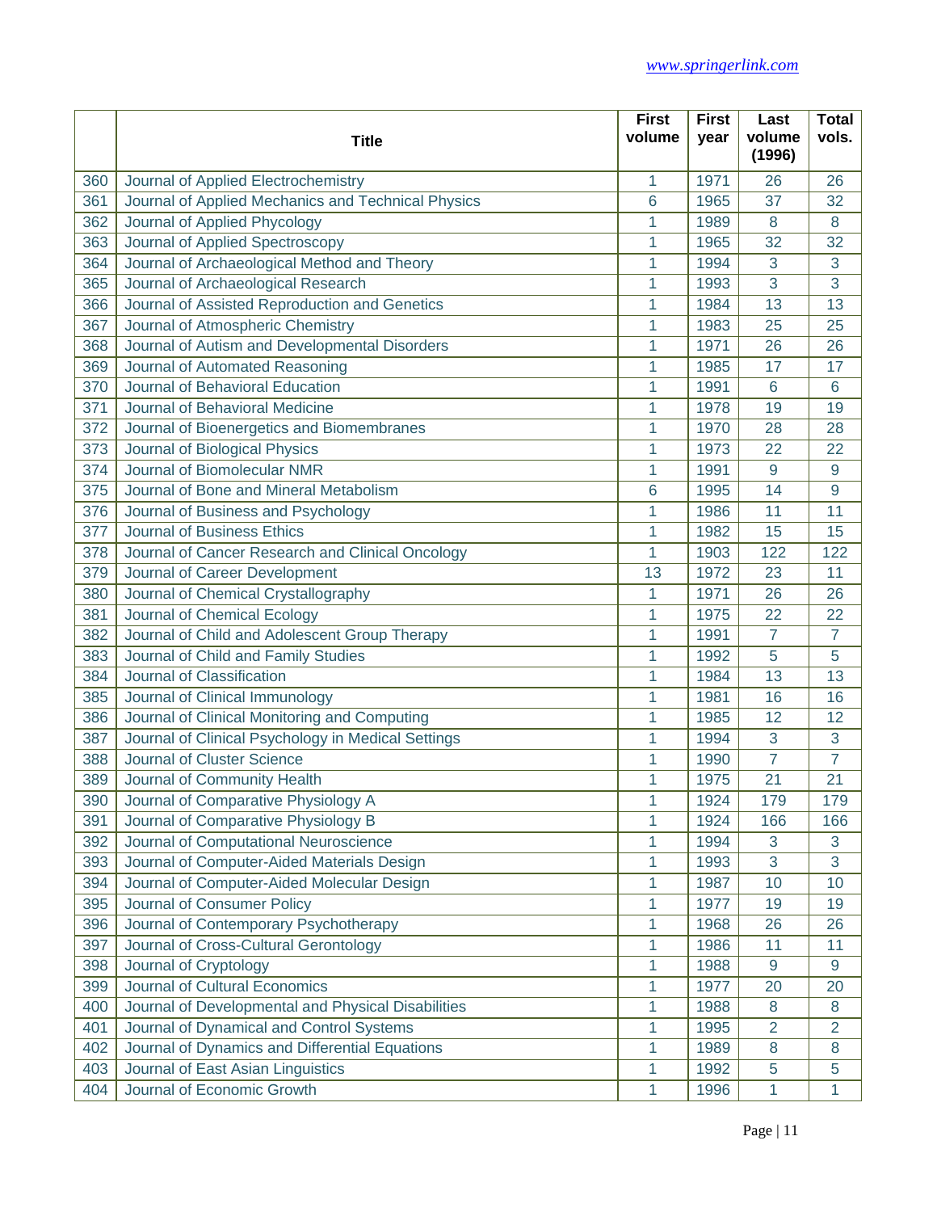|  | Title | First volume | First year | Last volume (1996) | Total vols. |
|---|---|---|---|---|---|
| 360 | Journal of Applied Electrochemistry | 1 | 1971 | 26 | 26 |
| 361 | Journal of Applied Mechanics and Technical Physics | 6 | 1965 | 37 | 32 |
| 362 | Journal of Applied Phycology | 1 | 1989 | 8 | 8 |
| 363 | Journal of Applied Spectroscopy | 1 | 1965 | 32 | 32 |
| 364 | Journal of Archaeological Method and Theory | 1 | 1994 | 3 | 3 |
| 365 | Journal of Archaeological Research | 1 | 1993 | 3 | 3 |
| 366 | Journal of Assisted Reproduction and Genetics | 1 | 1984 | 13 | 13 |
| 367 | Journal of Atmospheric Chemistry | 1 | 1983 | 25 | 25 |
| 368 | Journal of Autism and Developmental Disorders | 1 | 1971 | 26 | 26 |
| 369 | Journal of Automated Reasoning | 1 | 1985 | 17 | 17 |
| 370 | Journal of Behavioral Education | 1 | 1991 | 6 | 6 |
| 371 | Journal of Behavioral Medicine | 1 | 1978 | 19 | 19 |
| 372 | Journal of Bioenergetics and Biomembranes | 1 | 1970 | 28 | 28 |
| 373 | Journal of Biological Physics | 1 | 1973 | 22 | 22 |
| 374 | Journal of Biomolecular NMR | 1 | 1991 | 9 | 9 |
| 375 | Journal of Bone and Mineral Metabolism | 6 | 1995 | 14 | 9 |
| 376 | Journal of Business and Psychology | 1 | 1986 | 11 | 11 |
| 377 | Journal of Business Ethics | 1 | 1982 | 15 | 15 |
| 378 | Journal of Cancer Research and Clinical Oncology | 1 | 1903 | 122 | 122 |
| 379 | Journal of Career Development | 13 | 1972 | 23 | 11 |
| 380 | Journal of Chemical Crystallography | 1 | 1971 | 26 | 26 |
| 381 | Journal of Chemical Ecology | 1 | 1975 | 22 | 22 |
| 382 | Journal of Child and Adolescent Group Therapy | 1 | 1991 | 7 | 7 |
| 383 | Journal of Child and Family Studies | 1 | 1992 | 5 | 5 |
| 384 | Journal of Classification | 1 | 1984 | 13 | 13 |
| 385 | Journal of Clinical Immunology | 1 | 1981 | 16 | 16 |
| 386 | Journal of Clinical Monitoring and Computing | 1 | 1985 | 12 | 12 |
| 387 | Journal of Clinical Psychology in Medical Settings | 1 | 1994 | 3 | 3 |
| 388 | Journal of Cluster Science | 1 | 1990 | 7 | 7 |
| 389 | Journal of Community Health | 1 | 1975 | 21 | 21 |
| 390 | Journal of Comparative Physiology A | 1 | 1924 | 179 | 179 |
| 391 | Journal of Comparative Physiology B | 1 | 1924 | 166 | 166 |
| 392 | Journal of Computational Neuroscience | 1 | 1994 | 3 | 3 |
| 393 | Journal of Computer-Aided Materials Design | 1 | 1993 | 3 | 3 |
| 394 | Journal of Computer-Aided Molecular Design | 1 | 1987 | 10 | 10 |
| 395 | Journal of Consumer Policy | 1 | 1977 | 19 | 19 |
| 396 | Journal of Contemporary Psychotherapy | 1 | 1968 | 26 | 26 |
| 397 | Journal of Cross-Cultural Gerontology | 1 | 1986 | 11 | 11 |
| 398 | Journal of Cryptology | 1 | 1988 | 9 | 9 |
| 399 | Journal of Cultural Economics | 1 | 1977 | 20 | 20 |
| 400 | Journal of Developmental and Physical Disabilities | 1 | 1988 | 8 | 8 |
| 401 | Journal of Dynamical and Control Systems | 1 | 1995 | 2 | 2 |
| 402 | Journal of Dynamics and Differential Equations | 1 | 1989 | 8 | 8 |
| 403 | Journal of East Asian Linguistics | 1 | 1992 | 5 | 5 |
| 404 | Journal of Economic Growth | 1 | 1996 | 1 | 1 |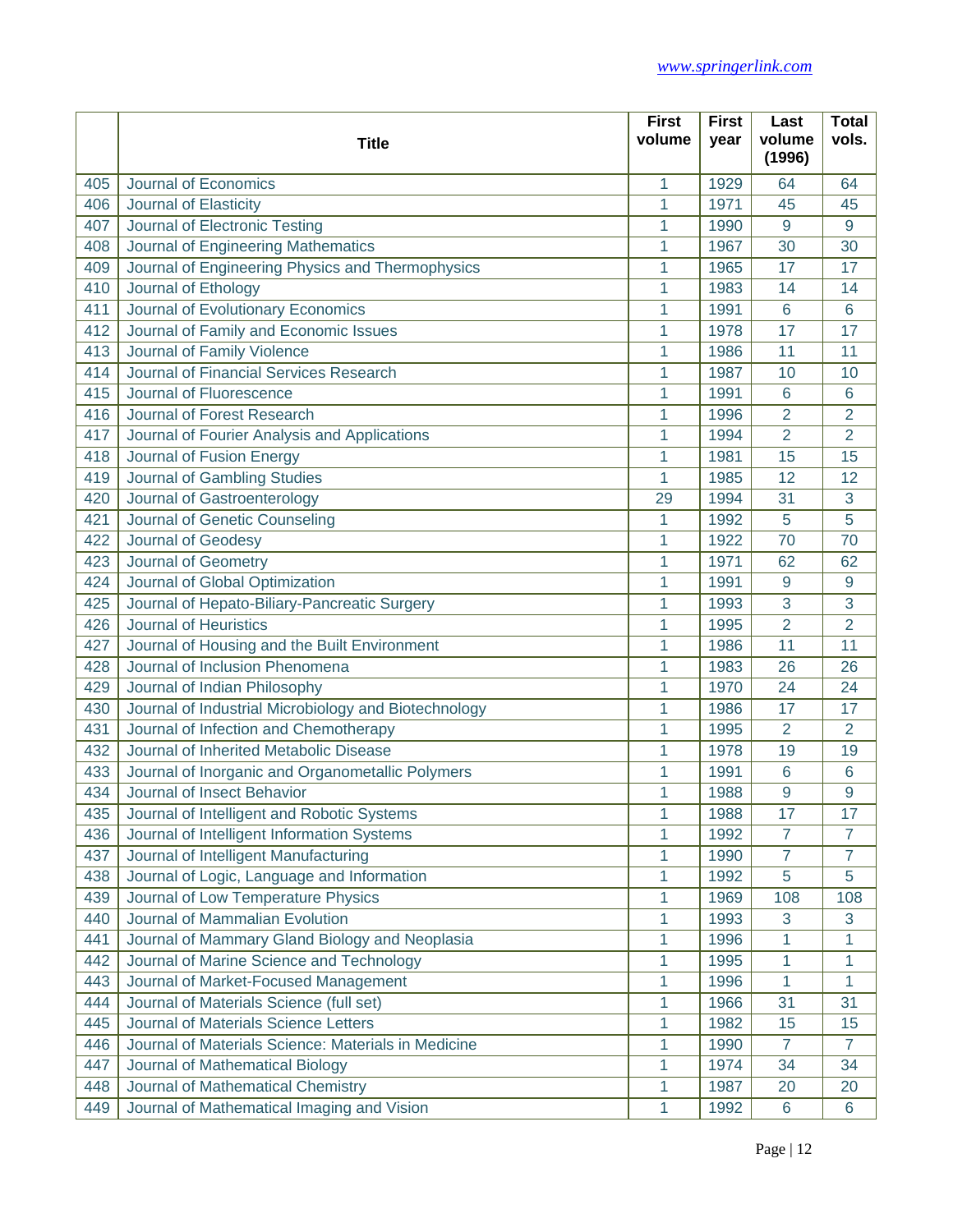| | Title | First volume | First year | Last volume (1996) | Total vols. |
|---|---|---|---|---|---|
| 405 | Journal of Economics | 1 | 1929 | 64 | 64 |
| 406 | Journal of Elasticity | 1 | 1971 | 45 | 45 |
| 407 | Journal of Electronic Testing | 1 | 1990 | 9 | 9 |
| 408 | Journal of Engineering Mathematics | 1 | 1967 | 30 | 30 |
| 409 | Journal of Engineering Physics and Thermophysics | 1 | 1965 | 17 | 17 |
| 410 | Journal of Ethology | 1 | 1983 | 14 | 14 |
| 411 | Journal of Evolutionary Economics | 1 | 1991 | 6 | 6 |
| 412 | Journal of Family and Economic Issues | 1 | 1978 | 17 | 17 |
| 413 | Journal of Family Violence | 1 | 1986 | 11 | 11 |
| 414 | Journal of Financial Services Research | 1 | 1987 | 10 | 10 |
| 415 | Journal of Fluorescence | 1 | 1991 | 6 | 6 |
| 416 | Journal of Forest Research | 1 | 1996 | 2 | 2 |
| 417 | Journal of Fourier Analysis and Applications | 1 | 1994 | 2 | 2 |
| 418 | Journal of Fusion Energy | 1 | 1981 | 15 | 15 |
| 419 | Journal of Gambling Studies | 1 | 1985 | 12 | 12 |
| 420 | Journal of Gastroenterology | 29 | 1994 | 31 | 3 |
| 421 | Journal of Genetic Counseling | 1 | 1992 | 5 | 5 |
| 422 | Journal of Geodesy | 1 | 1922 | 70 | 70 |
| 423 | Journal of Geometry | 1 | 1971 | 62 | 62 |
| 424 | Journal of Global Optimization | 1 | 1991 | 9 | 9 |
| 425 | Journal of Hepato-Biliary-Pancreatic Surgery | 1 | 1993 | 3 | 3 |
| 426 | Journal of Heuristics | 1 | 1995 | 2 | 2 |
| 427 | Journal of Housing and the Built Environment | 1 | 1986 | 11 | 11 |
| 428 | Journal of Inclusion Phenomena | 1 | 1983 | 26 | 26 |
| 429 | Journal of Indian Philosophy | 1 | 1970 | 24 | 24 |
| 430 | Journal of Industrial Microbiology and Biotechnology | 1 | 1986 | 17 | 17 |
| 431 | Journal of Infection and Chemotherapy | 1 | 1995 | 2 | 2 |
| 432 | Journal of Inherited Metabolic Disease | 1 | 1978 | 19 | 19 |
| 433 | Journal of Inorganic and Organometallic Polymers | 1 | 1991 | 6 | 6 |
| 434 | Journal of Insect Behavior | 1 | 1988 | 9 | 9 |
| 435 | Journal of Intelligent and Robotic Systems | 1 | 1988 | 17 | 17 |
| 436 | Journal of Intelligent Information Systems | 1 | 1992 | 7 | 7 |
| 437 | Journal of Intelligent Manufacturing | 1 | 1990 | 7 | 7 |
| 438 | Journal of Logic, Language and Information | 1 | 1992 | 5 | 5 |
| 439 | Journal of Low Temperature Physics | 1 | 1969 | 108 | 108 |
| 440 | Journal of Mammalian Evolution | 1 | 1993 | 3 | 3 |
| 441 | Journal of Mammary Gland Biology and Neoplasia | 1 | 1996 | 1 | 1 |
| 442 | Journal of Marine Science and Technology | 1 | 1995 | 1 | 1 |
| 443 | Journal of Market-Focused Management | 1 | 1996 | 1 | 1 |
| 444 | Journal of Materials Science (full set) | 1 | 1966 | 31 | 31 |
| 445 | Journal of Materials Science Letters | 1 | 1982 | 15 | 15 |
| 446 | Journal of Materials Science: Materials in Medicine | 1 | 1990 | 7 | 7 |
| 447 | Journal of Mathematical Biology | 1 | 1974 | 34 | 34 |
| 448 | Journal of Mathematical Chemistry | 1 | 1987 | 20 | 20 |
| 449 | Journal of Mathematical Imaging and Vision | 1 | 1992 | 6 | 6 |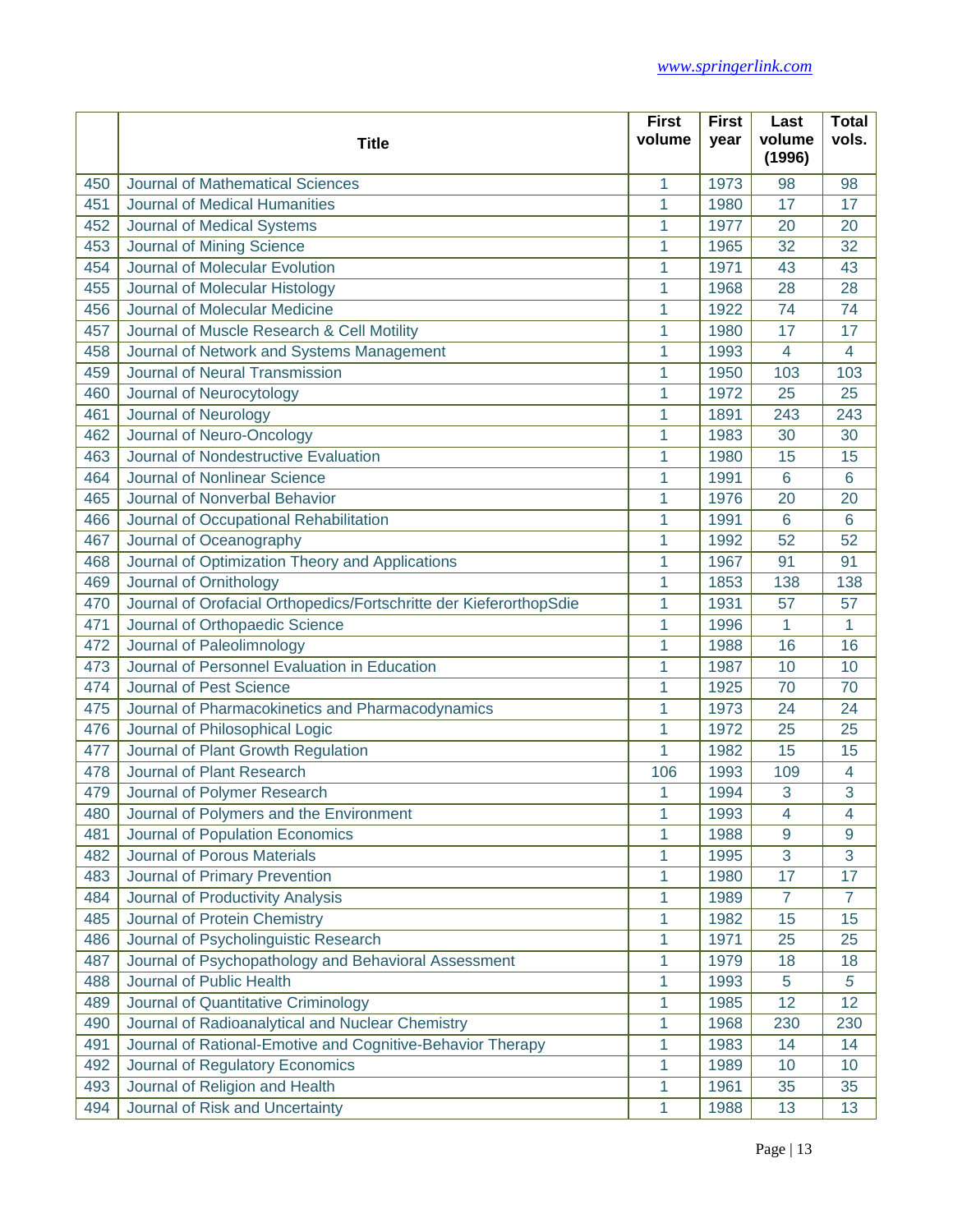|  | Title | First volume | First year | Last volume (1996) | Total vols. |
|---|---|---|---|---|---|
| 450 | Journal of Mathematical Sciences | 1 | 1973 | 98 | 98 |
| 451 | Journal of Medical Humanities | 1 | 1980 | 17 | 17 |
| 452 | Journal of Medical Systems | 1 | 1977 | 20 | 20 |
| 453 | Journal of Mining Science | 1 | 1965 | 32 | 32 |
| 454 | Journal of Molecular Evolution | 1 | 1971 | 43 | 43 |
| 455 | Journal of Molecular Histology | 1 | 1968 | 28 | 28 |
| 456 | Journal of Molecular Medicine | 1 | 1922 | 74 | 74 |
| 457 | Journal of Muscle Research & Cell Motility | 1 | 1980 | 17 | 17 |
| 458 | Journal of Network and Systems Management | 1 | 1993 | 4 | 4 |
| 459 | Journal of Neural Transmission | 1 | 1950 | 103 | 103 |
| 460 | Journal of Neurocytology | 1 | 1972 | 25 | 25 |
| 461 | Journal of Neurology | 1 | 1891 | 243 | 243 |
| 462 | Journal of Neuro-Oncology | 1 | 1983 | 30 | 30 |
| 463 | Journal of Nondestructive Evaluation | 1 | 1980 | 15 | 15 |
| 464 | Journal of Nonlinear Science | 1 | 1991 | 6 | 6 |
| 465 | Journal of Nonverbal Behavior | 1 | 1976 | 20 | 20 |
| 466 | Journal of Occupational Rehabilitation | 1 | 1991 | 6 | 6 |
| 467 | Journal of Oceanography | 1 | 1992 | 52 | 52 |
| 468 | Journal of Optimization Theory and Applications | 1 | 1967 | 91 | 91 |
| 469 | Journal of Ornithology | 1 | 1853 | 138 | 138 |
| 470 | Journal of Orofacial Orthopedics/Fortschritte der KieferorthopSdie | 1 | 1931 | 57 | 57 |
| 471 | Journal of Orthopaedic Science | 1 | 1996 | 1 | 1 |
| 472 | Journal of Paleolimnology | 1 | 1988 | 16 | 16 |
| 473 | Journal of Personnel Evaluation in Education | 1 | 1987 | 10 | 10 |
| 474 | Journal of Pest Science | 1 | 1925 | 70 | 70 |
| 475 | Journal of Pharmacokinetics and Pharmacodynamics | 1 | 1973 | 24 | 24 |
| 476 | Journal of Philosophical Logic | 1 | 1972 | 25 | 25 |
| 477 | Journal of Plant Growth Regulation | 1 | 1982 | 15 | 15 |
| 478 | Journal of Plant Research | 106 | 1993 | 109 | 4 |
| 479 | Journal of Polymer Research | 1 | 1994 | 3 | 3 |
| 480 | Journal of Polymers and the Environment | 1 | 1993 | 4 | 4 |
| 481 | Journal of Population Economics | 1 | 1988 | 9 | 9 |
| 482 | Journal of Porous Materials | 1 | 1995 | 3 | 3 |
| 483 | Journal of Primary Prevention | 1 | 1980 | 17 | 17 |
| 484 | Journal of Productivity Analysis | 1 | 1989 | 7 | 7 |
| 485 | Journal of Protein Chemistry | 1 | 1982 | 15 | 15 |
| 486 | Journal of Psycholinguistic Research | 1 | 1971 | 25 | 25 |
| 487 | Journal of Psychopathology and Behavioral Assessment | 1 | 1979 | 18 | 18 |
| 488 | Journal of Public Health | 1 | 1993 | 5 | 5 |
| 489 | Journal of Quantitative Criminology | 1 | 1985 | 12 | 12 |
| 490 | Journal of Radioanalytical and Nuclear Chemistry | 1 | 1968 | 230 | 230 |
| 491 | Journal of Rational-Emotive and Cognitive-Behavior Therapy | 1 | 1983 | 14 | 14 |
| 492 | Journal of Regulatory Economics | 1 | 1989 | 10 | 10 |
| 493 | Journal of Religion and Health | 1 | 1961 | 35 | 35 |
| 494 | Journal of Risk and Uncertainty | 1 | 1988 | 13 | 13 |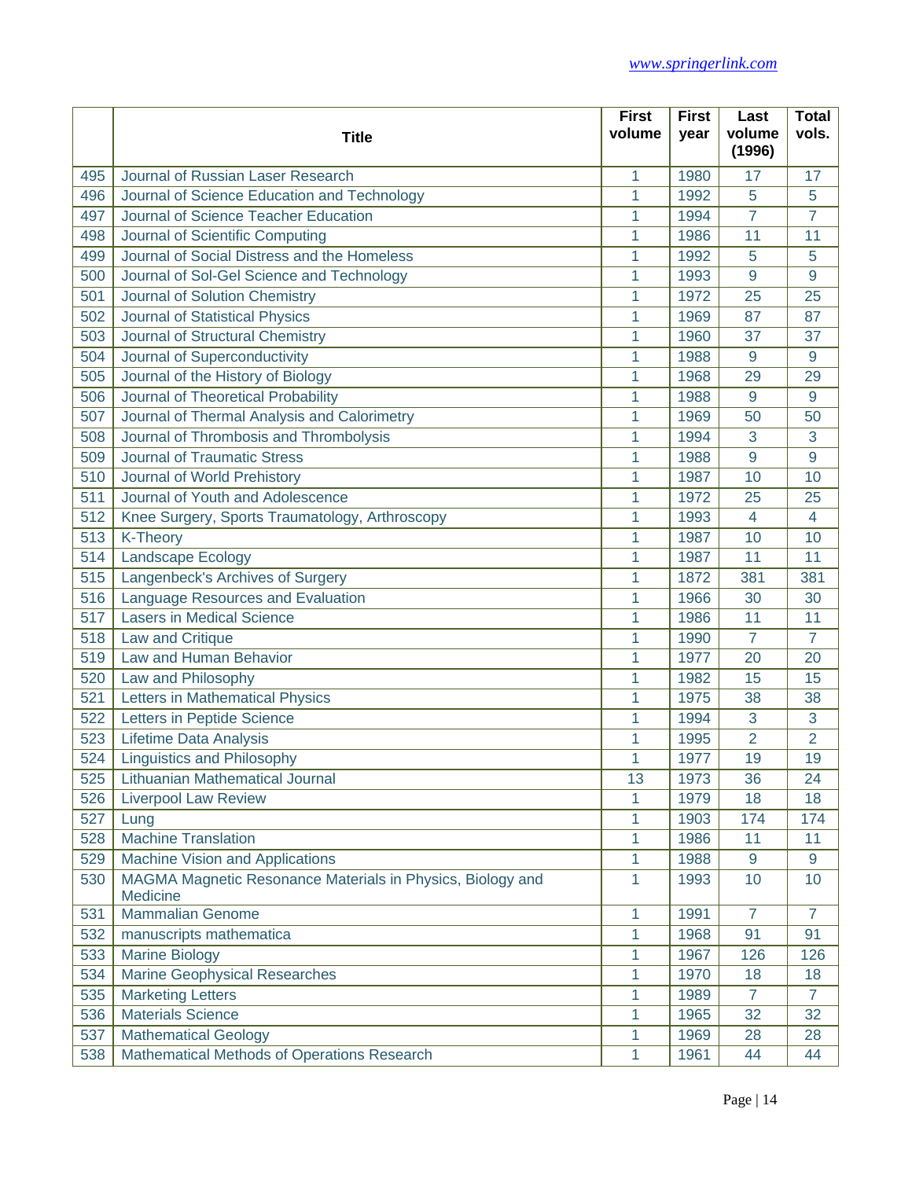| | Title | First volume | First year | Last volume (1996) | Total vols. |
|---|---|---|---|---|---|
| 495 | Journal of Russian Laser Research | 1 | 1980 | 17 | 17 |
| 496 | Journal of Science Education and Technology | 1 | 1992 | 5 | 5 |
| 497 | Journal of Science Teacher Education | 1 | 1994 | 7 | 7 |
| 498 | Journal of Scientific Computing | 1 | 1986 | 11 | 11 |
| 499 | Journal of Social Distress and the Homeless | 1 | 1992 | 5 | 5 |
| 500 | Journal of Sol-Gel Science and Technology | 1 | 1993 | 9 | 9 |
| 501 | Journal of Solution Chemistry | 1 | 1972 | 25 | 25 |
| 502 | Journal of Statistical Physics | 1 | 1969 | 87 | 87 |
| 503 | Journal of Structural Chemistry | 1 | 1960 | 37 | 37 |
| 504 | Journal of Superconductivity | 1 | 1988 | 9 | 9 |
| 505 | Journal of the History of Biology | 1 | 1968 | 29 | 29 |
| 506 | Journal of Theoretical Probability | 1 | 1988 | 9 | 9 |
| 507 | Journal of Thermal Analysis and Calorimetry | 1 | 1969 | 50 | 50 |
| 508 | Journal of Thrombosis and Thrombolysis | 1 | 1994 | 3 | 3 |
| 509 | Journal of Traumatic Stress | 1 | 1988 | 9 | 9 |
| 510 | Journal of World Prehistory | 1 | 1987 | 10 | 10 |
| 511 | Journal of Youth and Adolescence | 1 | 1972 | 25 | 25 |
| 512 | Knee Surgery, Sports Traumatology, Arthroscopy | 1 | 1993 | 4 | 4 |
| 513 | K-Theory | 1 | 1987 | 10 | 10 |
| 514 | Landscape Ecology | 1 | 1987 | 11 | 11 |
| 515 | Langenbeck's Archives of Surgery | 1 | 1872 | 381 | 381 |
| 516 | Language Resources and Evaluation | 1 | 1966 | 30 | 30 |
| 517 | Lasers in Medical Science | 1 | 1986 | 11 | 11 |
| 518 | Law and Critique | 1 | 1990 | 7 | 7 |
| 519 | Law and Human Behavior | 1 | 1977 | 20 | 20 |
| 520 | Law and Philosophy | 1 | 1982 | 15 | 15 |
| 521 | Letters in Mathematical Physics | 1 | 1975 | 38 | 38 |
| 522 | Letters in Peptide Science | 1 | 1994 | 3 | 3 |
| 523 | Lifetime Data Analysis | 1 | 1995 | 2 | 2 |
| 524 | Linguistics and Philosophy | 1 | 1977 | 19 | 19 |
| 525 | Lithuanian Mathematical Journal | 13 | 1973 | 36 | 24 |
| 526 | Liverpool Law Review | 1 | 1979 | 18 | 18 |
| 527 | Lung | 1 | 1903 | 174 | 174 |
| 528 | Machine Translation | 1 | 1986 | 11 | 11 |
| 529 | Machine Vision and Applications | 1 | 1988 | 9 | 9 |
| 530 | MAGMA Magnetic Resonance Materials in Physics, Biology and Medicine | 1 | 1993 | 10 | 10 |
| 531 | Mammalian Genome | 1 | 1991 | 7 | 7 |
| 532 | manuscripts mathematica | 1 | 1968 | 91 | 91 |
| 533 | Marine Biology | 1 | 1967 | 126 | 126 |
| 534 | Marine Geophysical Researches | 1 | 1970 | 18 | 18 |
| 535 | Marketing Letters | 1 | 1989 | 7 | 7 |
| 536 | Materials Science | 1 | 1965 | 32 | 32 |
| 537 | Mathematical Geology | 1 | 1969 | 28 | 28 |
| 538 | Mathematical Methods of Operations Research | 1 | 1961 | 44 | 44 |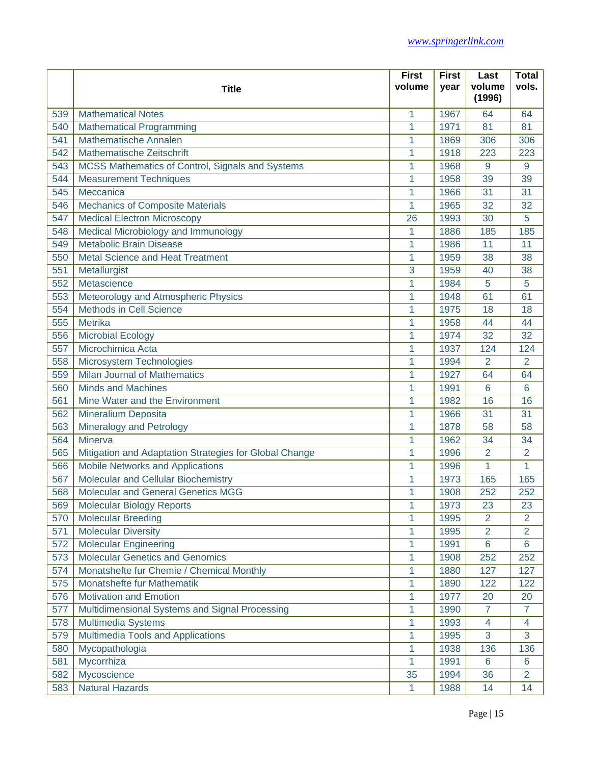www.springerlink.com

| | Title | First volume | First year | Last volume (1996) | Total vols. |
|---|---|---|---|---|---|
| 539 | Mathematical Notes | 1 | 1967 | 64 | 64 |
| 540 | Mathematical Programming | 1 | 1971 | 81 | 81 |
| 541 | Mathematische Annalen | 1 | 1869 | 306 | 306 |
| 542 | Mathematische Zeitschrift | 1 | 1918 | 223 | 223 |
| 543 | MCSS Mathematics of Control, Signals and Systems | 1 | 1968 | 9 | 9 |
| 544 | Measurement Techniques | 1 | 1958 | 39 | 39 |
| 545 | Meccanica | 1 | 1966 | 31 | 31 |
| 546 | Mechanics of Composite Materials | 1 | 1965 | 32 | 32 |
| 547 | Medical Electron Microscopy | 26 | 1993 | 30 | 5 |
| 548 | Medical Microbiology and Immunology | 1 | 1886 | 185 | 185 |
| 549 | Metabolic Brain Disease | 1 | 1986 | 11 | 11 |
| 550 | Metal Science and Heat Treatment | 1 | 1959 | 38 | 38 |
| 551 | Metallurgist | 3 | 1959 | 40 | 38 |
| 552 | Metascience | 1 | 1984 | 5 | 5 |
| 553 | Meteorology and Atmospheric Physics | 1 | 1948 | 61 | 61 |
| 554 | Methods in Cell Science | 1 | 1975 | 18 | 18 |
| 555 | Metrika | 1 | 1958 | 44 | 44 |
| 556 | Microbial Ecology | 1 | 1974 | 32 | 32 |
| 557 | Microchimica Acta | 1 | 1937 | 124 | 124 |
| 558 | Microsystem Technologies | 1 | 1994 | 2 | 2 |
| 559 | Milan Journal of Mathematics | 1 | 1927 | 64 | 64 |
| 560 | Minds and Machines | 1 | 1991 | 6 | 6 |
| 561 | Mine Water and the Environment | 1 | 1982 | 16 | 16 |
| 562 | Mineralium Deposita | 1 | 1966 | 31 | 31 |
| 563 | Mineralogy and Petrology | 1 | 1878 | 58 | 58 |
| 564 | Minerva | 1 | 1962 | 34 | 34 |
| 565 | Mitigation and Adaptation Strategies for Global Change | 1 | 1996 | 2 | 2 |
| 566 | Mobile Networks and Applications | 1 | 1996 | 1 | 1 |
| 567 | Molecular and Cellular Biochemistry | 1 | 1973 | 165 | 165 |
| 568 | Molecular and General Genetics MGG | 1 | 1908 | 252 | 252 |
| 569 | Molecular Biology Reports | 1 | 1973 | 23 | 23 |
| 570 | Molecular Breeding | 1 | 1995 | 2 | 2 |
| 571 | Molecular Diversity | 1 | 1995 | 2 | 2 |
| 572 | Molecular Engineering | 1 | 1991 | 6 | 6 |
| 573 | Molecular Genetics and Genomics | 1 | 1908 | 252 | 252 |
| 574 | Monatshefte fur Chemie / Chemical Monthly | 1 | 1880 | 127 | 127 |
| 575 | Monatshefte fur Mathematik | 1 | 1890 | 122 | 122 |
| 576 | Motivation and Emotion | 1 | 1977 | 20 | 20 |
| 577 | Multidimensional Systems and Signal Processing | 1 | 1990 | 7 | 7 |
| 578 | Multimedia Systems | 1 | 1993 | 4 | 4 |
| 579 | Multimedia Tools and Applications | 1 | 1995 | 3 | 3 |
| 580 | Mycopathologia | 1 | 1938 | 136 | 136 |
| 581 | Mycorrhiza | 1 | 1991 | 6 | 6 |
| 582 | Mycoscience | 35 | 1994 | 36 | 2 |
| 583 | Natural Hazards | 1 | 1988 | 14 | 14 |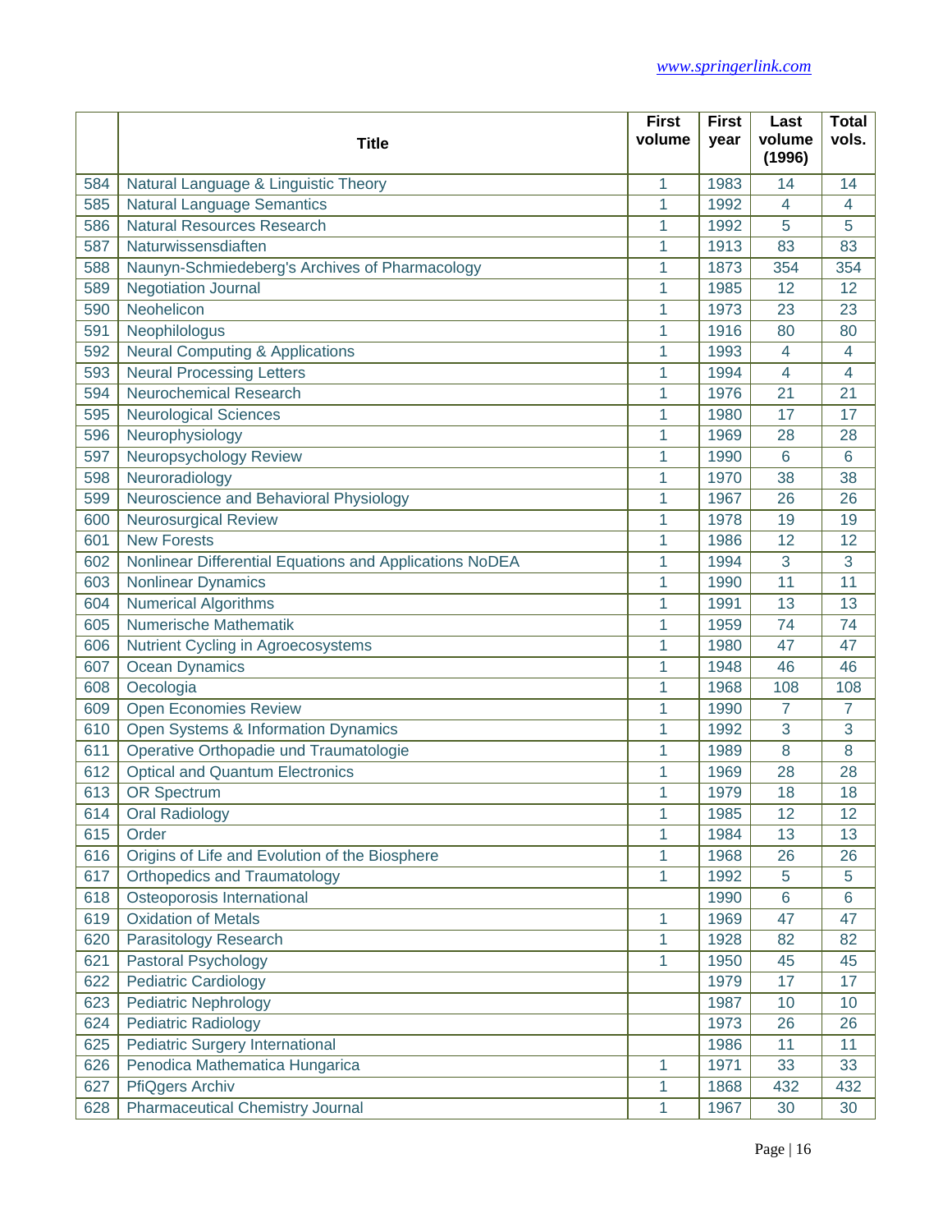www.springerlink.com

| | Title | First volume | First year | Last volume (1996) | Total vols. |
|---|---|---|---|---|---|
| 584 | Natural Language & Linguistic Theory | 1 | 1983 | 14 | 14 |
| 585 | Natural Language Semantics | 1 | 1992 | 4 | 4 |
| 586 | Natural Resources Research | 1 | 1992 | 5 | 5 |
| 587 | Naturwissensdiaften | 1 | 1913 | 83 | 83 |
| 588 | Naunyn-Schmiedeberg's Archives of Pharmacology | 1 | 1873 | 354 | 354 |
| 589 | Negotiation Journal | 1 | 1985 | 12 | 12 |
| 590 | Neohelicon | 1 | 1973 | 23 | 23 |
| 591 | Neophilologus | 1 | 1916 | 80 | 80 |
| 592 | Neural Computing & Applications | 1 | 1993 | 4 | 4 |
| 593 | Neural Processing Letters | 1 | 1994 | 4 | 4 |
| 594 | Neurochemical Research | 1 | 1976 | 21 | 21 |
| 595 | Neurological Sciences | 1 | 1980 | 17 | 17 |
| 596 | Neurophysiology | 1 | 1969 | 28 | 28 |
| 597 | Neuropsychology Review | 1 | 1990 | 6 | 6 |
| 598 | Neuroradiology | 1 | 1970 | 38 | 38 |
| 599 | Neuroscience and Behavioral Physiology | 1 | 1967 | 26 | 26 |
| 600 | Neurosurgical Review | 1 | 1978 | 19 | 19 |
| 601 | New Forests | 1 | 1986 | 12 | 12 |
| 602 | Nonlinear Differential Equations and Applications NoDEA | 1 | 1994 | 3 | 3 |
| 603 | Nonlinear Dynamics | 1 | 1990 | 11 | 11 |
| 604 | Numerical Algorithms | 1 | 1991 | 13 | 13 |
| 605 | Numerische Mathematik | 1 | 1959 | 74 | 74 |
| 606 | Nutrient Cycling in Agroecosystems | 1 | 1980 | 47 | 47 |
| 607 | Ocean Dynamics | 1 | 1948 | 46 | 46 |
| 608 | Oecologia | 1 | 1968 | 108 | 108 |
| 609 | Open Economies Review | 1 | 1990 | 7 | 7 |
| 610 | Open Systems & Information Dynamics | 1 | 1992 | 3 | 3 |
| 611 | Operative Orthopadie und Traumatologie | 1 | 1989 | 8 | 8 |
| 612 | Optical and Quantum Electronics | 1 | 1969 | 28 | 28 |
| 613 | OR Spectrum | 1 | 1979 | 18 | 18 |
| 614 | Oral Radiology | 1 | 1985 | 12 | 12 |
| 615 | Order | 1 | 1984 | 13 | 13 |
| 616 | Origins of Life and Evolution of the Biosphere | 1 | 1968 | 26 | 26 |
| 617 | Orthopedics and Traumatology | 1 | 1992 | 5 | 5 |
| 618 | Osteoporosis International | | 1990 | 6 | 6 |
| 619 | Oxidation of Metals | 1 | 1969 | 47 | 47 |
| 620 | Parasitology Research | 1 | 1928 | 82 | 82 |
| 621 | Pastoral Psychology | 1 | 1950 | 45 | 45 |
| 622 | Pediatric Cardiology | | 1979 | 17 | 17 |
| 623 | Pediatric Nephrology | | 1987 | 10 | 10 |
| 624 | Pediatric Radiology | | 1973 | 26 | 26 |
| 625 | Pediatric Surgery International | | 1986 | 11 | 11 |
| 626 | Penodica Mathematica Hungarica | 1 | 1971 | 33 | 33 |
| 627 | PfiQgers Archiv | 1 | 1868 | 432 | 432 |
| 628 | Pharmaceutical Chemistry Journal | 1 | 1967 | 30 | 30 |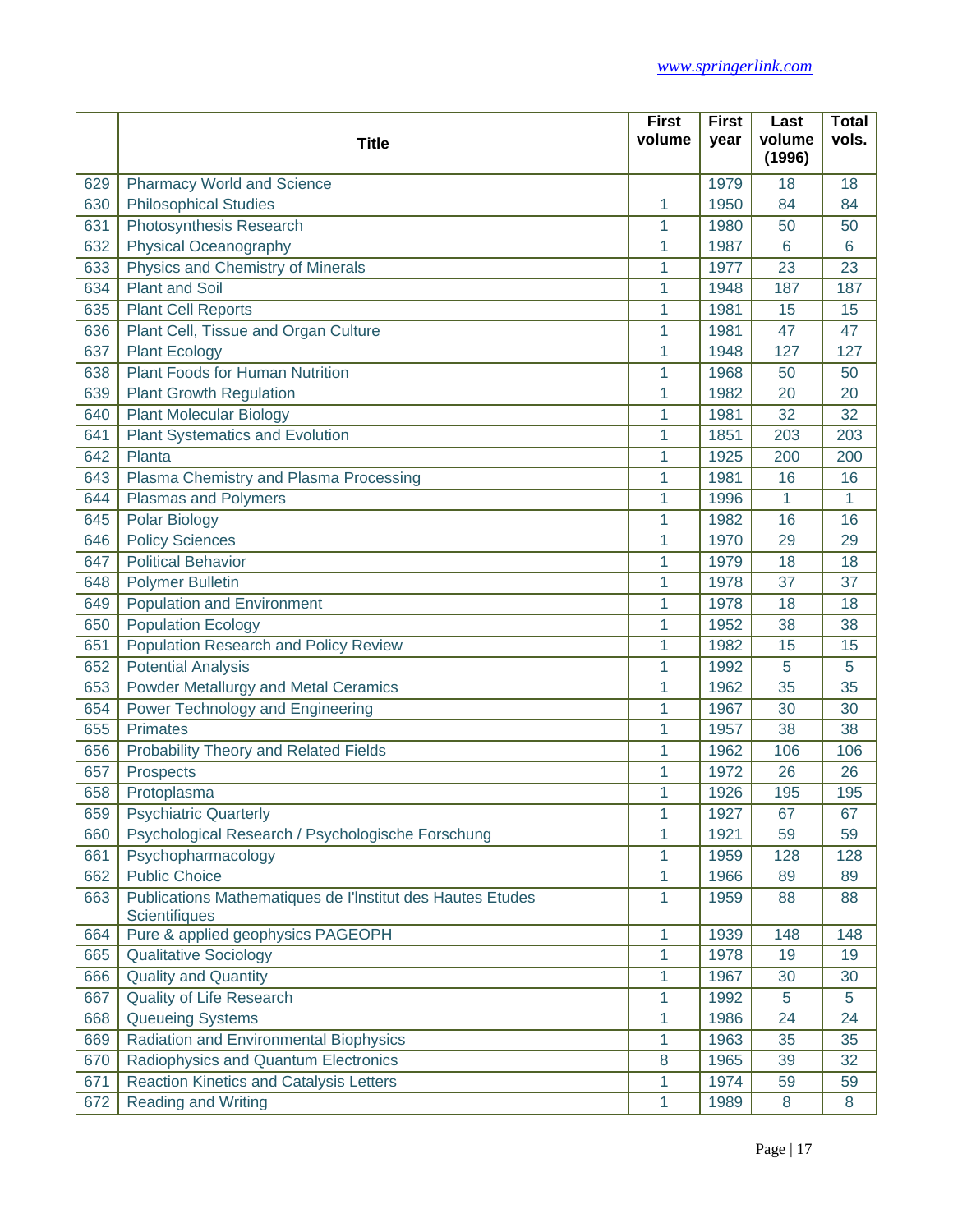| | Title | First volume | First year | Last volume (1996) | Total vols. |
|---|---|---|---|---|---|
| 629 | Pharmacy World and Science | | 1979 | 18 | 18 |
| 630 | Philosophical Studies | 1 | 1950 | 84 | 84 |
| 631 | Photosynthesis Research | 1 | 1980 | 50 | 50 |
| 632 | Physical Oceanography | 1 | 1987 | 6 | 6 |
| 633 | Physics and Chemistry of Minerals | 1 | 1977 | 23 | 23 |
| 634 | Plant and Soil | 1 | 1948 | 187 | 187 |
| 635 | Plant Cell Reports | 1 | 1981 | 15 | 15 |
| 636 | Plant Cell, Tissue and Organ Culture | 1 | 1981 | 47 | 47 |
| 637 | Plant Ecology | 1 | 1948 | 127 | 127 |
| 638 | Plant Foods for Human Nutrition | 1 | 1968 | 50 | 50 |
| 639 | Plant Growth Regulation | 1 | 1982 | 20 | 20 |
| 640 | Plant Molecular Biology | 1 | 1981 | 32 | 32 |
| 641 | Plant Systematics and Evolution | 1 | 1851 | 203 | 203 |
| 642 | Planta | 1 | 1925 | 200 | 200 |
| 643 | Plasma Chemistry and Plasma Processing | 1 | 1981 | 16 | 16 |
| 644 | Plasmas and Polymers | 1 | 1996 | 1 | 1 |
| 645 | Polar Biology | 1 | 1982 | 16 | 16 |
| 646 | Policy Sciences | 1 | 1970 | 29 | 29 |
| 647 | Political Behavior | 1 | 1979 | 18 | 18 |
| 648 | Polymer Bulletin | 1 | 1978 | 37 | 37 |
| 649 | Population and Environment | 1 | 1978 | 18 | 18 |
| 650 | Population Ecology | 1 | 1952 | 38 | 38 |
| 651 | Population Research and Policy Review | 1 | 1982 | 15 | 15 |
| 652 | Potential Analysis | 1 | 1992 | 5 | 5 |
| 653 | Powder Metallurgy and Metal Ceramics | 1 | 1962 | 35 | 35 |
| 654 | Power Technology and Engineering | 1 | 1967 | 30 | 30 |
| 655 | Primates | 1 | 1957 | 38 | 38 |
| 656 | Probability Theory and Related Fields | 1 | 1962 | 106 | 106 |
| 657 | Prospects | 1 | 1972 | 26 | 26 |
| 658 | Protoplasma | 1 | 1926 | 195 | 195 |
| 659 | Psychiatric Quarterly | 1 | 1927 | 67 | 67 |
| 660 | Psychological Research / Psychologische Forschung | 1 | 1921 | 59 | 59 |
| 661 | Psychopharmacology | 1 | 1959 | 128 | 128 |
| 662 | Public Choice | 1 | 1966 | 89 | 89 |
| 663 | Publications Mathematiques de I'lnstitut des Hautes Etudes Scientifiques | 1 | 1959 | 88 | 88 |
| 664 | Pure & applied geophysics PAGEOPH | 1 | 1939 | 148 | 148 |
| 665 | Qualitative Sociology | 1 | 1978 | 19 | 19 |
| 666 | Quality and Quantity | 1 | 1967 | 30 | 30 |
| 667 | Quality of Life Research | 1 | 1992 | 5 | 5 |
| 668 | Queueing Systems | 1 | 1986 | 24 | 24 |
| 669 | Radiation and Environmental Biophysics | 1 | 1963 | 35 | 35 |
| 670 | Radiophysics and Quantum Electronics | 8 | 1965 | 39 | 32 |
| 671 | Reaction Kinetics and Catalysis Letters | 1 | 1974 | 59 | 59 |
| 672 | Reading and Writing | 1 | 1989 | 8 | 8 |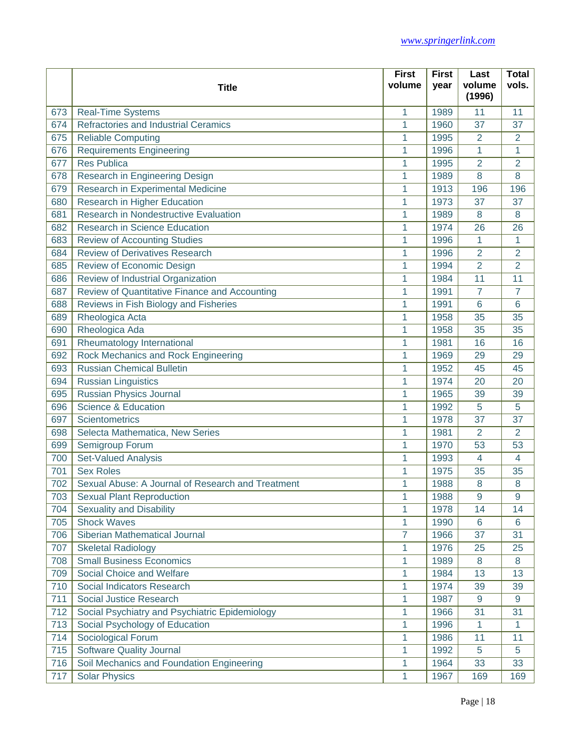www.springerlink.com

| | Title | First volume | First year | Last volume (1996) | Total vols. |
|---|---|---|---|---|---|
| 673 | Real-Time Systems | 1 | 1989 | 11 | 11 |
| 674 | Refractories and Industrial Ceramics | 1 | 1960 | 37 | 37 |
| 675 | Reliable Computing | 1 | 1995 | 2 | 2 |
| 676 | Requirements Engineering | 1 | 1996 | 1 | 1 |
| 677 | Res Publica | 1 | 1995 | 2 | 2 |
| 678 | Research in Engineering Design | 1 | 1989 | 8 | 8 |
| 679 | Research in Experimental Medicine | 1 | 1913 | 196 | 196 |
| 680 | Research in Higher Education | 1 | 1973 | 37 | 37 |
| 681 | Research in Nondestructive Evaluation | 1 | 1989 | 8 | 8 |
| 682 | Research in Science Education | 1 | 1974 | 26 | 26 |
| 683 | Review of Accounting Studies | 1 | 1996 | 1 | 1 |
| 684 | Review of Derivatives Research | 1 | 1996 | 2 | 2 |
| 685 | Review of Economic Design | 1 | 1994 | 2 | 2 |
| 686 | Review of Industrial Organization | 1 | 1984 | 11 | 11 |
| 687 | Review of Quantitative Finance and Accounting | 1 | 1991 | 7 | 7 |
| 688 | Reviews in Fish Biology and Fisheries | 1 | 1991 | 6 | 6 |
| 689 | Rheologica Acta | 1 | 1958 | 35 | 35 |
| 690 | Rheologica Ada | 1 | 1958 | 35 | 35 |
| 691 | Rheumatology International | 1 | 1981 | 16 | 16 |
| 692 | Rock Mechanics and Rock Engineering | 1 | 1969 | 29 | 29 |
| 693 | Russian Chemical Bulletin | 1 | 1952 | 45 | 45 |
| 694 | Russian Linguistics | 1 | 1974 | 20 | 20 |
| 695 | Russian Physics Journal | 1 | 1965 | 39 | 39 |
| 696 | Science & Education | 1 | 1992 | 5 | 5 |
| 697 | Scientometrics | 1 | 1978 | 37 | 37 |
| 698 | Selecta Mathematica, New Series | 1 | 1981 | 2 | 2 |
| 699 | Semigroup Forum | 1 | 1970 | 53 | 53 |
| 700 | Set-Valued Analysis | 1 | 1993 | 4 | 4 |
| 701 | Sex Roles | 1 | 1975 | 35 | 35 |
| 702 | Sexual Abuse: A Journal of Research and Treatment | 1 | 1988 | 8 | 8 |
| 703 | Sexual Plant Reproduction | 1 | 1988 | 9 | 9 |
| 704 | Sexuality and Disability | 1 | 1978 | 14 | 14 |
| 705 | Shock Waves | 1 | 1990 | 6 | 6 |
| 706 | Siberian Mathematical Journal | 7 | 1966 | 37 | 31 |
| 707 | Skeletal Radiology | 1 | 1976 | 25 | 25 |
| 708 | Small Business Economics | 1 | 1989 | 8 | 8 |
| 709 | Social Choice and Welfare | 1 | 1984 | 13 | 13 |
| 710 | Social Indicators Research | 1 | 1974 | 39 | 39 |
| 711 | Social Justice Research | 1 | 1987 | 9 | 9 |
| 712 | Social Psychiatry and Psychiatric Epidemiology | 1 | 1966 | 31 | 31 |
| 713 | Social Psychology of Education | 1 | 1996 | 1 | 1 |
| 714 | Sociological Forum | 1 | 1986 | 11 | 11 |
| 715 | Software Quality Journal | 1 | 1992 | 5 | 5 |
| 716 | Soil Mechanics and Foundation Engineering | 1 | 1964 | 33 | 33 |
| 717 | Solar Physics | 1 | 1967 | 169 | 169 |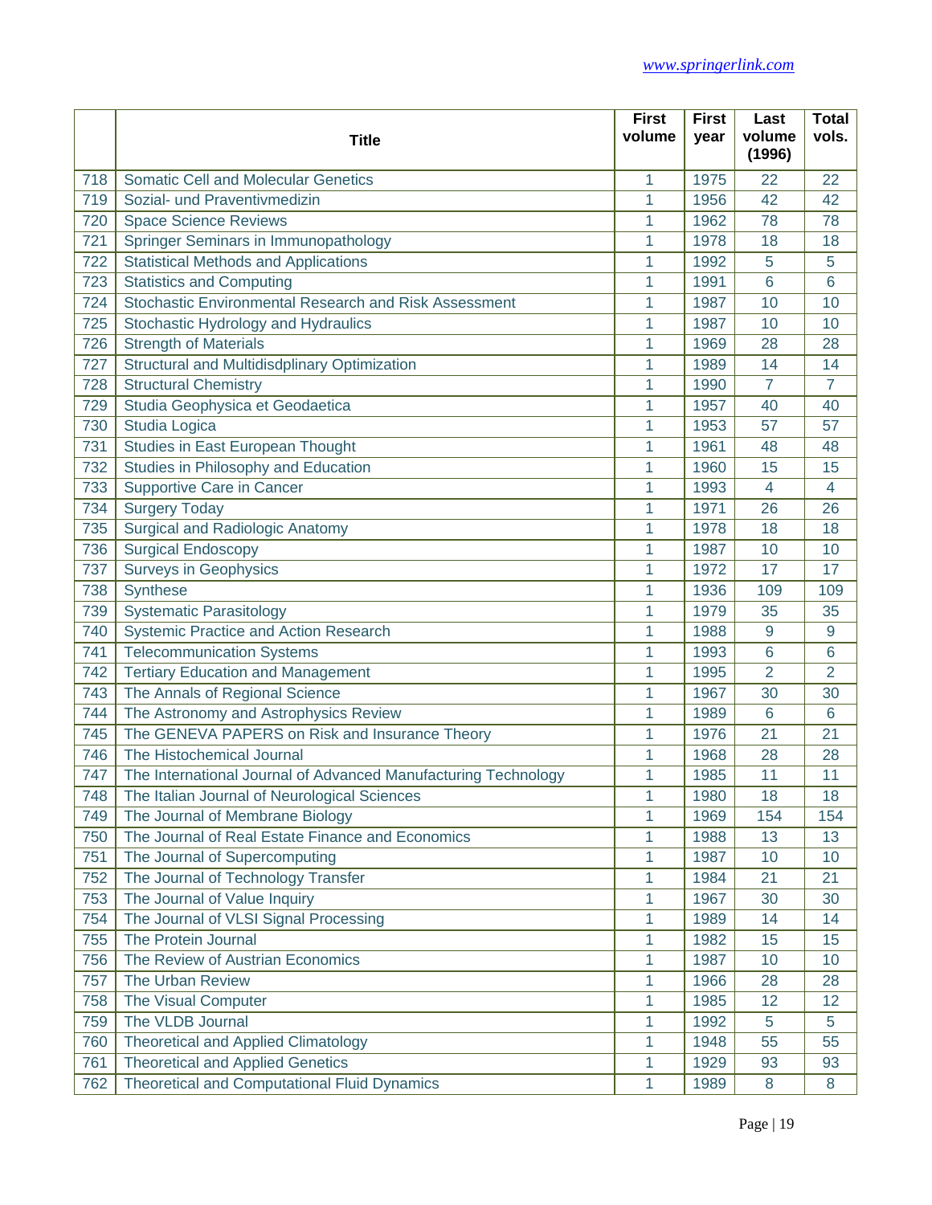|  | Title | First volume | First year | Last volume (1996) | Total vols. |
|---|---|---|---|---|---|
| 718 | Somatic Cell and Molecular Genetics | 1 | 1975 | 22 | 22 |
| 719 | Sozial- und Praventivmedizin | 1 | 1956 | 42 | 42 |
| 720 | Space Science Reviews | 1 | 1962 | 78 | 78 |
| 721 | Springer Seminars in Immunopathology | 1 | 1978 | 18 | 18 |
| 722 | Statistical Methods and Applications | 1 | 1992 | 5 | 5 |
| 723 | Statistics and Computing | 1 | 1991 | 6 | 6 |
| 724 | Stochastic Environmental Research and Risk Assessment | 1 | 1987 | 10 | 10 |
| 725 | Stochastic Hydrology and Hydraulics | 1 | 1987 | 10 | 10 |
| 726 | Strength of Materials | 1 | 1969 | 28 | 28 |
| 727 | Structural and Multidisdplinary Optimization | 1 | 1989 | 14 | 14 |
| 728 | Structural Chemistry | 1 | 1990 | 7 | 7 |
| 729 | Studia Geophysica et Geodaetica | 1 | 1957 | 40 | 40 |
| 730 | Studia Logica | 1 | 1953 | 57 | 57 |
| 731 | Studies in East European Thought | 1 | 1961 | 48 | 48 |
| 732 | Studies in Philosophy and Education | 1 | 1960 | 15 | 15 |
| 733 | Supportive Care in Cancer | 1 | 1993 | 4 | 4 |
| 734 | Surgery Today | 1 | 1971 | 26 | 26 |
| 735 | Surgical and Radiologic Anatomy | 1 | 1978 | 18 | 18 |
| 736 | Surgical Endoscopy | 1 | 1987 | 10 | 10 |
| 737 | Surveys in Geophysics | 1 | 1972 | 17 | 17 |
| 738 | Synthese | 1 | 1936 | 109 | 109 |
| 739 | Systematic Parasitology | 1 | 1979 | 35 | 35 |
| 740 | Systemic Practice and Action Research | 1 | 1988 | 9 | 9 |
| 741 | Telecommunication Systems | 1 | 1993 | 6 | 6 |
| 742 | Tertiary Education and Management | 1 | 1995 | 2 | 2 |
| 743 | The Annals of Regional Science | 1 | 1967 | 30 | 30 |
| 744 | The Astronomy and Astrophysics Review | 1 | 1989 | 6 | 6 |
| 745 | The GENEVA PAPERS on Risk and Insurance Theory | 1 | 1976 | 21 | 21 |
| 746 | The Histochemical Journal | 1 | 1968 | 28 | 28 |
| 747 | The International Journal of Advanced Manufacturing Technology | 1 | 1985 | 11 | 11 |
| 748 | The Italian Journal of Neurological Sciences | 1 | 1980 | 18 | 18 |
| 749 | The Journal of Membrane Biology | 1 | 1969 | 154 | 154 |
| 750 | The Journal of Real Estate Finance and Economics | 1 | 1988 | 13 | 13 |
| 751 | The Journal of Supercomputing | 1 | 1987 | 10 | 10 |
| 752 | The Journal of Technology Transfer | 1 | 1984 | 21 | 21 |
| 753 | The Journal of Value Inquiry | 1 | 1967 | 30 | 30 |
| 754 | The Journal of VLSI Signal Processing | 1 | 1989 | 14 | 14 |
| 755 | The Protein Journal | 1 | 1982 | 15 | 15 |
| 756 | The Review of Austrian Economics | 1 | 1987 | 10 | 10 |
| 757 | The Urban Review | 1 | 1966 | 28 | 28 |
| 758 | The Visual Computer | 1 | 1985 | 12 | 12 |
| 759 | The VLDB Journal | 1 | 1992 | 5 | 5 |
| 760 | Theoretical and Applied Climatology | 1 | 1948 | 55 | 55 |
| 761 | Theoretical and Applied Genetics | 1 | 1929 | 93 | 93 |
| 762 | Theoretical and Computational Fluid Dynamics | 1 | 1989 | 8 | 8 |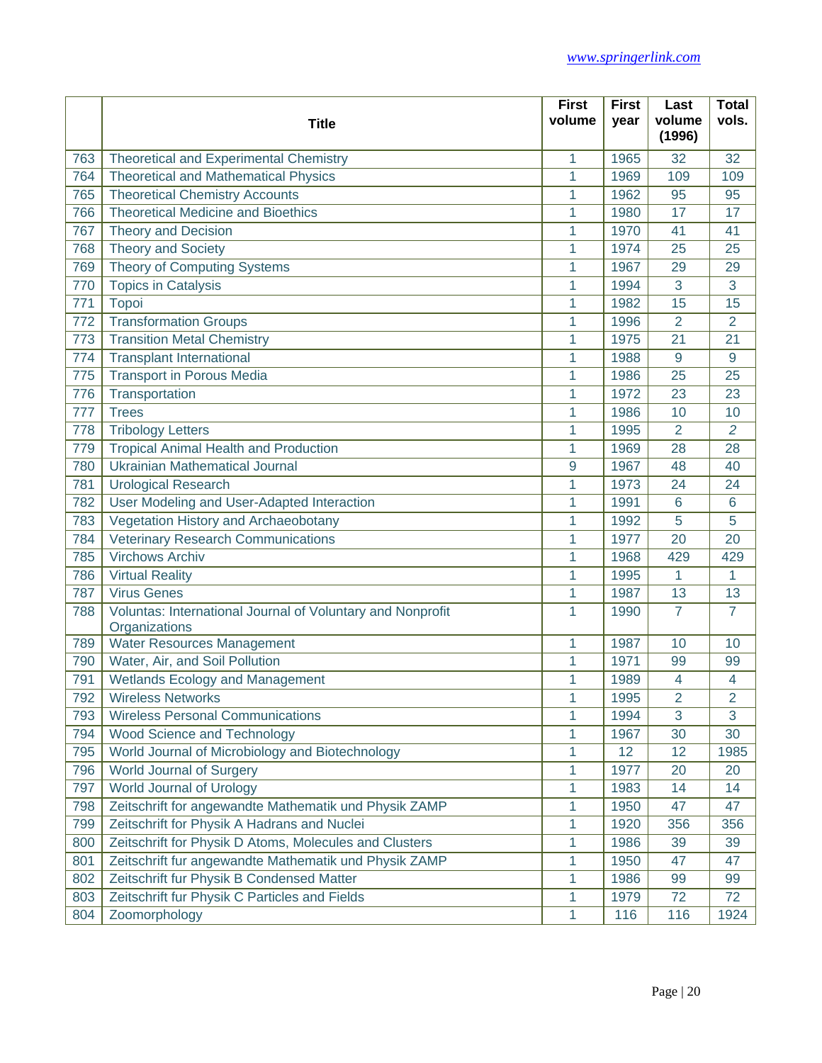| | Title | First volume | First year | Last volume (1996) | Total vols. |
|---|---|---|---|---|---|
| 763 | Theoretical and Experimental Chemistry | 1 | 1965 | 32 | 32 |
| 764 | Theoretical and Mathematical Physics | 1 | 1969 | 109 | 109 |
| 765 | Theoretical Chemistry Accounts | 1 | 1962 | 95 | 95 |
| 766 | Theoretical Medicine and Bioethics | 1 | 1980 | 17 | 17 |
| 767 | Theory and Decision | 1 | 1970 | 41 | 41 |
| 768 | Theory and Society | 1 | 1974 | 25 | 25 |
| 769 | Theory of Computing Systems | 1 | 1967 | 29 | 29 |
| 770 | Topics in Catalysis | 1 | 1994 | 3 | 3 |
| 771 | Topoi | 1 | 1982 | 15 | 15 |
| 772 | Transformation Groups | 1 | 1996 | 2 | 2 |
| 773 | Transition Metal Chemistry | 1 | 1975 | 21 | 21 |
| 774 | Transplant International | 1 | 1988 | 9 | 9 |
| 775 | Transport in Porous Media | 1 | 1986 | 25 | 25 |
| 776 | Transportation | 1 | 1972 | 23 | 23 |
| 777 | Trees | 1 | 1986 | 10 | 10 |
| 778 | Tribology Letters | 1 | 1995 | 2 | *2* |
| 779 | Tropical Animal Health and Production | 1 | 1969 | 28 | 28 |
| 780 | Ukrainian Mathematical Journal | 9 | 1967 | 48 | 40 |
| 781 | Urological Research | 1 | 1973 | 24 | 24 |
| 782 | User Modeling and User-Adapted Interaction | 1 | 1991 | 6 | 6 |
| 783 | Vegetation History and Archaeobotany | 1 | 1992 | 5 | 5 |
| 784 | Veterinary Research Communications | 1 | 1977 | 20 | 20 |
| 785 | Virchows Archiv | 1 | 1968 | 429 | 429 |
| 786 | Virtual Reality | 1 | 1995 | 1 | 1 |
| 787 | Virus Genes | 1 | 1987 | 13 | 13 |
| 788 | Voluntas: International Journal of Voluntary and Nonprofit Organizations | 1 | 1990 | 7 | 7 |
| 789 | Water Resources Management | 1 | 1987 | 10 | 10 |
| 790 | Water, Air, and Soil Pollution | 1 | 1971 | 99 | 99 |
| 791 | Wetlands Ecology and Management | 1 | 1989 | 4 | 4 |
| 792 | Wireless Networks | 1 | 1995 | 2 | 2 |
| 793 | Wireless Personal Communications | 1 | 1994 | 3 | 3 |
| 794 | Wood Science and Technology | 1 | 1967 | 30 | 30 |
| 795 | World Journal of Microbiology and Biotechnology | 1 | 12 | 12 | 1985 |
| 796 | World Journal of Surgery | 1 | 1977 | 20 | 20 |
| 797 | World Journal of Urology | 1 | 1983 | 14 | 14 |
| 798 | Zeitschrift for angewandte Mathematik und Physik ZAMP | 1 | 1950 | 47 | 47 |
| 799 | Zeitschrift for Physik A Hadrans and Nuclei | 1 | 1920 | 356 | 356 |
| 800 | Zeitschrift for Physik D Atoms, Molecules and Clusters | 1 | 1986 | 39 | 39 |
| 801 | Zeitschrift fur angewandte Mathematik und Physik ZAMP | 1 | 1950 | 47 | 47 |
| 802 | Zeitschrift fur Physik B Condensed Matter | 1 | 1986 | 99 | 99 |
| 803 | Zeitschrift fur Physik C Particles and Fields | 1 | 1979 | 72 | 72 |
| 804 | Zoomorphology | 1 | 116 | 116 | 1924 |